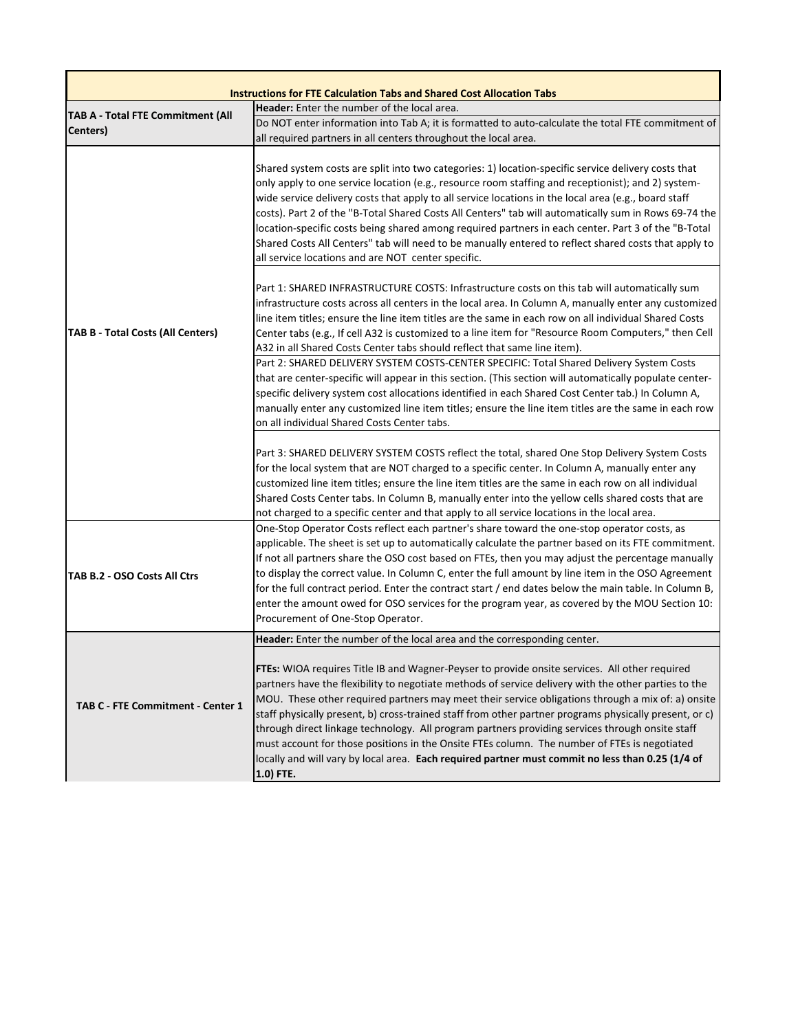| Instructions for FTE Calculation Tabs and Shared Cost Allocation Tabs | |
|---|---|
| **TAB A - Total FTE Commitment (All Centers)** | **Header:** Enter the number of the local area. |
| | Do NOT enter information into Tab A; it is formatted to auto-calculate the total FTE commitment of all required partners in all centers throughout the local area. |
| **TAB B - Total Costs (All Centers)** | Shared system costs are split into two categories: 1) location-specific service delivery costs that only apply to one service location (e.g., resource room staffing and receptionist); and 2) system-wide service delivery costs that apply to all service locations in the local area (e.g., board staff costs). Part 2 of the "B-Total Shared Costs All Centers" tab will automatically sum in Rows 69-74 the location-specific costs being shared among required partners in each center. Part 3 of the "B-Total Shared Costs All Centers" tab will need to be manually entered to reflect shared costs that apply to all service locations and are NOT center specific. |
| | Part 1: SHARED INFRASTRUCTURE COSTS: Infrastructure costs on this tab will automatically sum infrastructure costs across all centers in the local area. In Column A, manually enter any customized line item titles; ensure the line item titles are the same in each row on all individual Shared Costs Center tabs (e.g., If cell A32 is customized to a line item for "Resource Room Computers," then Cell A32 in all Shared Costs Center tabs should reflect that same line item). |
| | Part 2: SHARED DELIVERY SYSTEM COSTS-CENTER SPECIFIC: Total Shared Delivery System Costs that are center-specific will appear in this section. (This section will automatically populate center-specific delivery system cost allocations identified in each Shared Cost Center tab.) In Column A, manually enter any customized line item titles; ensure the line item titles are the same in each row on all individual Shared Costs Center tabs. |
| | Part 3: SHARED DELIVERY SYSTEM COSTS reflect the total, shared One Stop Delivery System Costs for the local system that are NOT charged to a specific center. In Column A, manually enter any customized line item titles; ensure the line item titles are the same in each row on all individual Shared Costs Center tabs. In Column B, manually enter into the yellow cells shared costs that are not charged to a specific center and that apply to all service locations in the local area. |
| **TAB B.2 - OSO Costs All Ctrs** | One-Stop Operator Costs reflect each partner's share toward the one-stop operator costs, as applicable. The sheet is set up to automatically calculate the partner based on its FTE commitment. If not all partners share the OSO cost based on FTEs, then you may adjust the percentage manually to display the correct value. In Column C, enter the full amount by line item in the OSO Agreement for the full contract period. Enter the contract start / end dates below the main table. In Column B, enter the amount owed for OSO services for the program year, as covered by the MOU Section 10: Procurement of One-Stop Operator. |
| **TAB C - FTE Commitment - Center 1** | **Header:** Enter the number of the local area and the corresponding center. |
| | **FTEs:** WIOA requires Title IB and Wagner-Peyser to provide onsite services. All other required partners have the flexibility to negotiate methods of service delivery with the other parties to the MOU. These other required partners may meet their service obligations through a mix of: a) onsite staff physically present, b) cross-trained staff from other partner programs physically present, or c) through direct linkage technology. All program partners providing services through onsite staff must account for those positions in the Onsite FTEs column. The number of FTEs is negotiated locally and will vary by local area. **Each required partner must commit no less than 0.25 (1/4 of 1.0) FTE.** |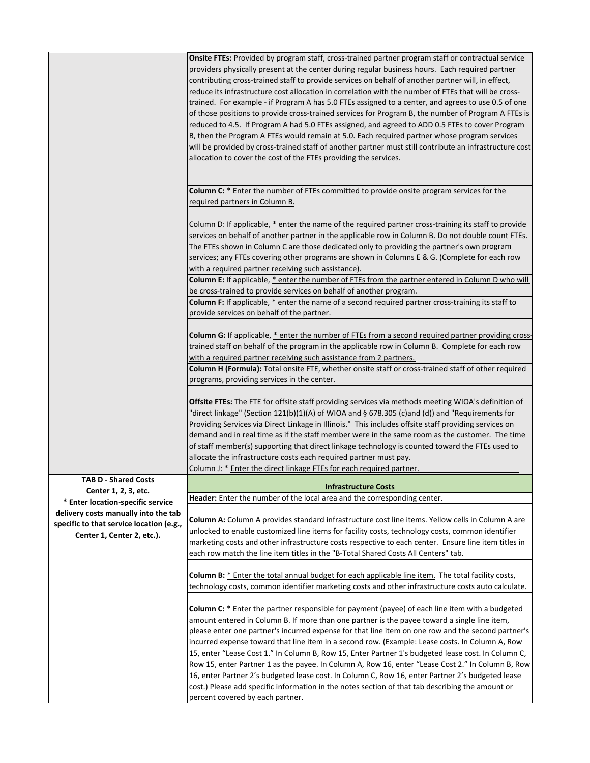| | |
|---|---|
| | **Onsite FTEs:** Provided by program staff, cross-trained partner program staff or contractual service providers physically present at the center during regular business hours. Each required partner contributing cross-trained staff to provide services on behalf of another partner will, in effect, reduce its infrastructure cost allocation in correlation with the number of FTEs that will be cross-trained. For example - if Program A has 5.0 FTEs assigned to a center, and agrees to use 0.5 of one of those positions to provide cross-trained services for Program B, the number of Program A FTEs is reduced to 4.5. If Program A had 5.0 FTEs assigned, and agreed to ADD 0.5 FTEs to cover Program B, then the Program A FTEs would remain at 5.0. Each required partner whose program services will be provided by cross-trained staff of another partner must still contribute an infrastructure cost allocation to cover the cost of the FTEs providing the services. |
| | **Column C:** * Enter the number of FTEs committed to provide onsite program services for the required partners in Column B. |
| | Column D: If applicable, * enter the name of the required partner cross-training its staff to provide services on behalf of another partner in the applicable row in Column B. Do not double count FTEs. The FTEs shown in Column C are those dedicated only to providing the partner's own program services; any FTEs covering other programs are shown in Columns E & G. (Complete for each row with a required partner receiving such assistance). |
| | **Column E:** If applicable, * enter the number of FTEs from the partner entered in Column D who will be cross-trained to provide services on behalf of another program. |
| | **Column F:** If applicable, * enter the name of a second required partner cross-training its staff to provide services on behalf of the partner. |
| | **Column G:** If applicable, * enter the number of FTEs from a second required partner providing cross-trained staff on behalf of the program in the applicable row in Column B. Complete for each row with a required partner receiving such assistance from 2 partners. |
| | **Column H (Formula):** Total onsite FTE, whether onsite staff or cross-trained staff of other required programs, providing services in the center. |
| | **Offsite FTEs:** The FTE for offsite staff providing services via methods meeting WIOA's definition of "direct linkage" (Section 121(b)(1)(A) of WIOA and § 678.305 (c)and (d)) and "Requirements for Providing Services via Direct Linkage in Illinois." This includes offsite staff providing services on demand and in real time as if the staff member were in the same room as the customer. The time of staff member(s) supporting that direct linkage technology is counted toward the FTEs used to allocate the infrastructure costs each required partner must pay.<br>Column J: * Enter the direct linkage FTEs for each required partner. |
| **TAB D - Shared Costs Center 1, 2, 3, etc.**<br>**\* Enter location-specific service delivery costs manually into the tab specific to that service location (e.g., Center 1, Center 2, etc.).** | **Infrastructure Costs** |
| | **Header:** Enter the number of the local area and the corresponding center. |
| | **Column A:** Column A provides standard infrastructure cost line items. Yellow cells in Column A are unlocked to enable customized line items for facility costs, technology costs, common identifier marketing costs and other infrastructure costs respective to each center. Ensure line item titles in each row match the line item titles in the "B-Total Shared Costs All Centers" tab. |
| | **Column B:** * Enter the total annual budget for each applicable line item. The total facility costs, technology costs, common identifier marketing costs and other infrastructure costs auto calculate. |
| | **Column C:** * Enter the partner responsible for payment (payee) of each line item with a budgeted amount entered in Column B. If more than one partner is the payee toward a single line item, please enter one partner's incurred expense for that line item on one row and the second partner's incurred expense toward that line item in a second row. (Example: Lease costs. In Column A, Row 15, enter "Lease Cost 1." In Column B, Row 15, Enter Partner 1's budgeted lease cost. In Column C, Row 15, enter Partner 1 as the payee. In Column A, Row 16, enter "Lease Cost 2." In Column B, Row 16, enter Partner 2's budgeted lease cost. In Column C, Row 16, enter Partner 2's budgeted lease cost.) Please add specific information in the notes section of that tab describing the amount or percent covered by each partner. |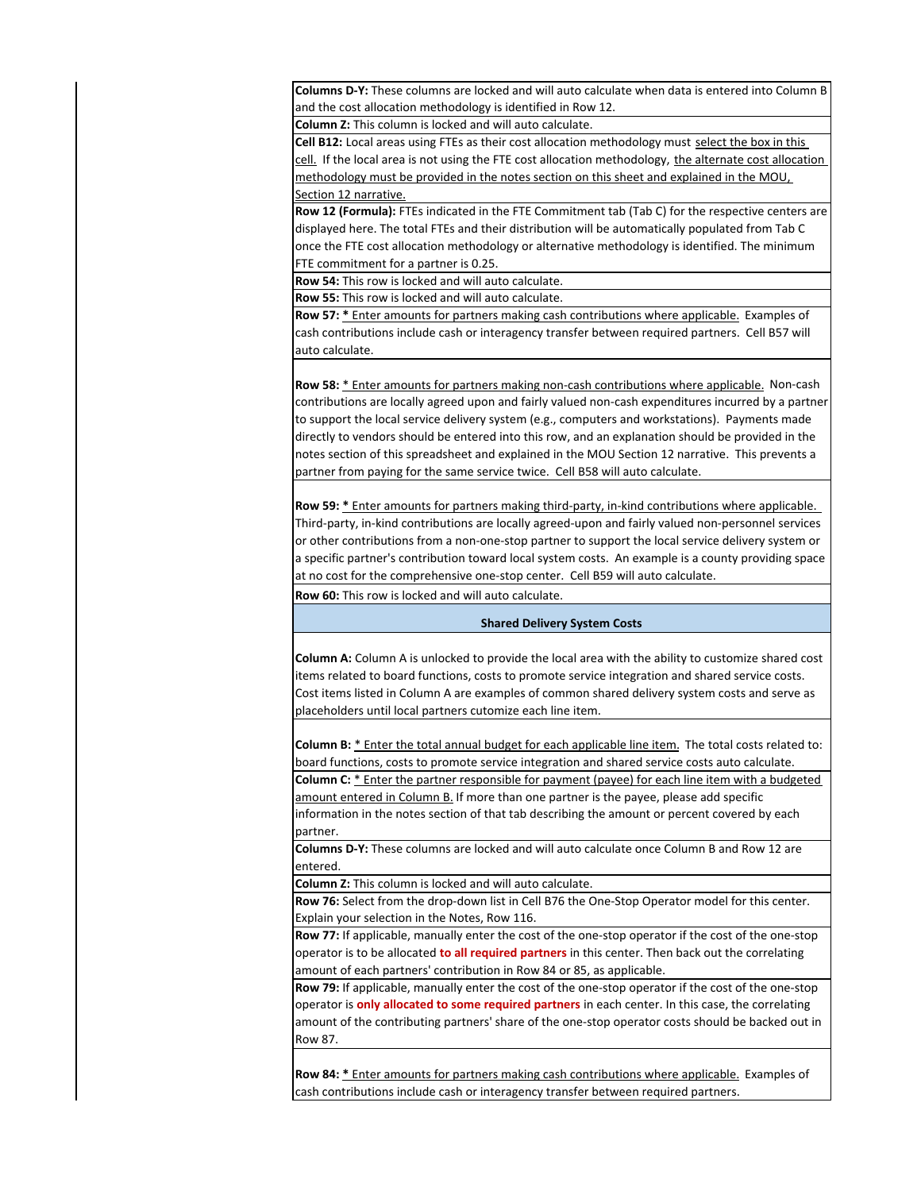**Columns D-Y:** These columns are locked and will auto calculate when data is entered into Column B and the cost allocation methodology is identified in Row 12.

**Column Z:** This column is locked and will auto calculate.

**Cell B12:** Local areas using FTEs as their cost allocation methodology must select the box in this cell. If the local area is not using the FTE cost allocation methodology, the alternate cost allocation methodology must be provided in the notes section on this sheet and explained in the MOU, Section 12 narrative.

**Row 12 (Formula):** FTEs indicated in the FTE Commitment tab (Tab C) for the respective centers are displayed here. The total FTEs and their distribution will be automatically populated from Tab C once the FTE cost allocation methodology or alternative methodology is identified. The minimum FTE commitment for a partner is 0.25.

**Row 54:** This row is locked and will auto calculate.

**Row 55:** This row is locked and will auto calculate.

**Row 57:** * Enter amounts for partners making cash contributions where applicable. Examples of cash contributions include cash or interagency transfer between required partners. Cell B57 will auto calculate.

**Row 58:** * Enter amounts for partners making non-cash contributions where applicable. Non-cash contributions are locally agreed upon and fairly valued non-cash expenditures incurred by a partner to support the local service delivery system (e.g., computers and workstations). Payments made directly to vendors should be entered into this row, and an explanation should be provided in the notes section of this spreadsheet and explained in the MOU Section 12 narrative. This prevents a partner from paying for the same service twice. Cell B58 will auto calculate.

**Row 59:** * Enter amounts for partners making third-party, in-kind contributions where applicable. Third-party, in-kind contributions are locally agreed-upon and fairly valued non-personnel services or other contributions from a non-one-stop partner to support the local service delivery system or a specific partner's contribution toward local system costs. An example is a county providing space at no cost for the comprehensive one-stop center. Cell B59 will auto calculate.

**Row 60:** This row is locked and will auto calculate.

## Shared Delivery System Costs

**Column A:** Column A is unlocked to provide the local area with the ability to customize shared cost items related to board functions, costs to promote service integration and shared service costs. Cost items listed in Column A are examples of common shared delivery system costs and serve as placeholders until local partners cutomize each line item.

**Column B:** * Enter the total annual budget for each applicable line item. The total costs related to: board functions, costs to promote service integration and shared service costs auto calculate.

**Column C:** * Enter the partner responsible for payment (payee) for each line item with a budgeted amount entered in Column B. If more than one partner is the payee, please add specific information in the notes section of that tab describing the amount or percent covered by each partner.

**Columns D-Y:** These columns are locked and will auto calculate once Column B and Row 12 are entered.

**Column Z:** This column is locked and will auto calculate.

**Row 76:** Select from the drop-down list in Cell B76 the One-Stop Operator model for this center. Explain your selection in the Notes, Row 116.

**Row 77:** If applicable, manually enter the cost of the one-stop operator if the cost of the one-stop operator is to be allocated **to all required partners** in this center. Then back out the correlating amount of each partners' contribution in Row 84 or 85, as applicable.

**Row 79:** If applicable, manually enter the cost of the one-stop operator if the cost of the one-stop operator is **only allocated to some required partners** in each center. In this case, the correlating amount of the contributing partners' share of the one-stop operator costs should be backed out in Row 87.

**Row 84:** * Enter amounts for partners making cash contributions where applicable. Examples of cash contributions include cash or interagency transfer between required partners.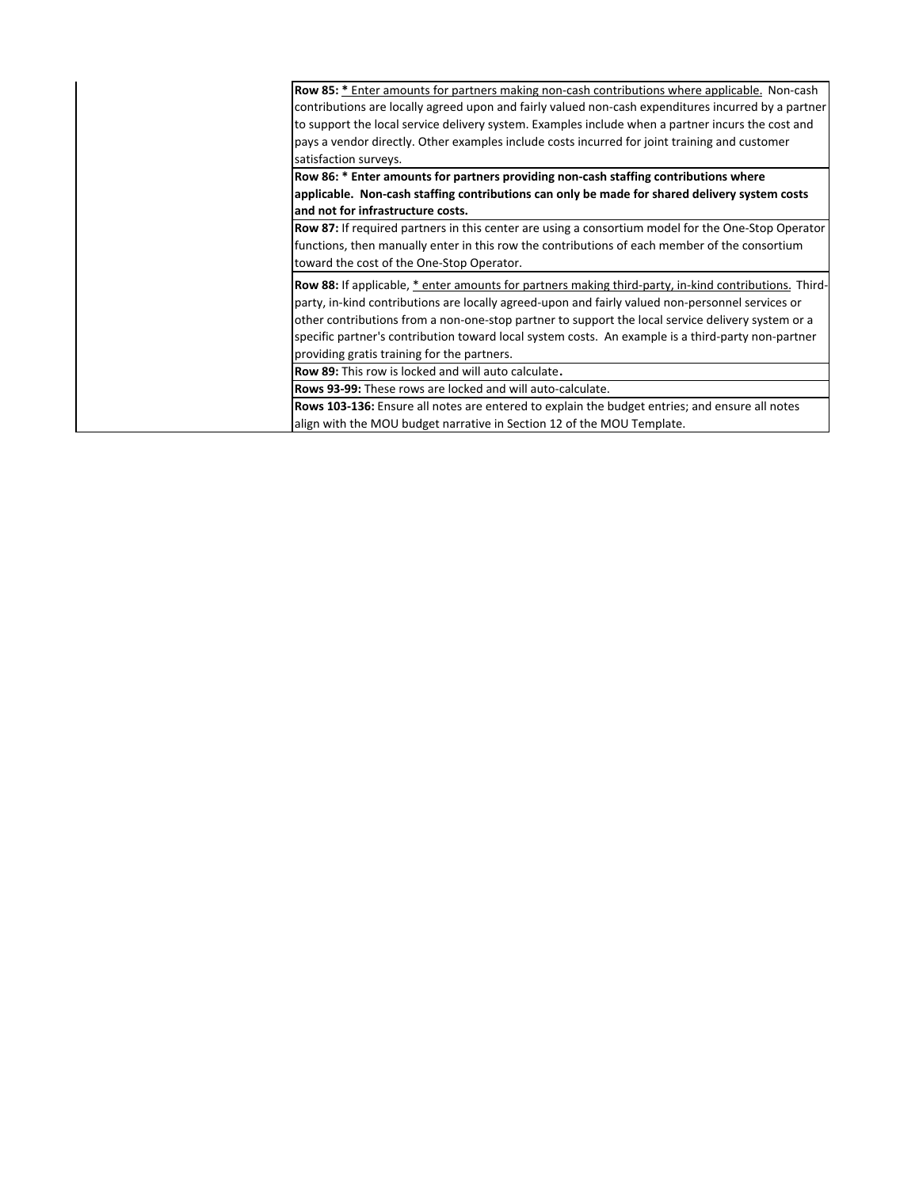| | |
|---|---|
| | **Row 85:** <u>* Enter amounts for partners making non-cash contributions where applicable.</u> Non-cash contributions are locally agreed upon and fairly valued non-cash expenditures incurred by a partner to support the local service delivery system. Examples include when a partner incurs the cost and pays a vendor directly. Other examples include costs incurred for joint training and customer satisfaction surveys. |
| | **Row 86: * Enter amounts for partners providing non-cash staffing contributions where applicable. Non-cash staffing contributions can only be made for shared delivery system costs and not for infrastructure costs.** |
| | **Row 87:** If required partners in this center are using a consortium model for the One-Stop Operator functions, then manually enter in this row the contributions of each member of the consortium toward the cost of the One-Stop Operator. |
| | **Row 88:** If applicable, <u>* enter amounts for partners making third-party, in-kind contributions.</u> Third-party, in-kind contributions are locally agreed-upon and fairly valued non-personnel services or other contributions from a non-one-stop partner to support the local service delivery system or a specific partner's contribution toward local system costs. An example is a third-party non-partner providing gratis training for the partners. |
| | **Row 89:** This row is locked and will auto calculate**.** |
| | **Rows 93-99:** These rows are locked and will auto-calculate. |
| | **Rows 103-136:** Ensure all notes are entered to explain the budget entries; and ensure all notes align with the MOU budget narrative in Section 12 of the MOU Template. |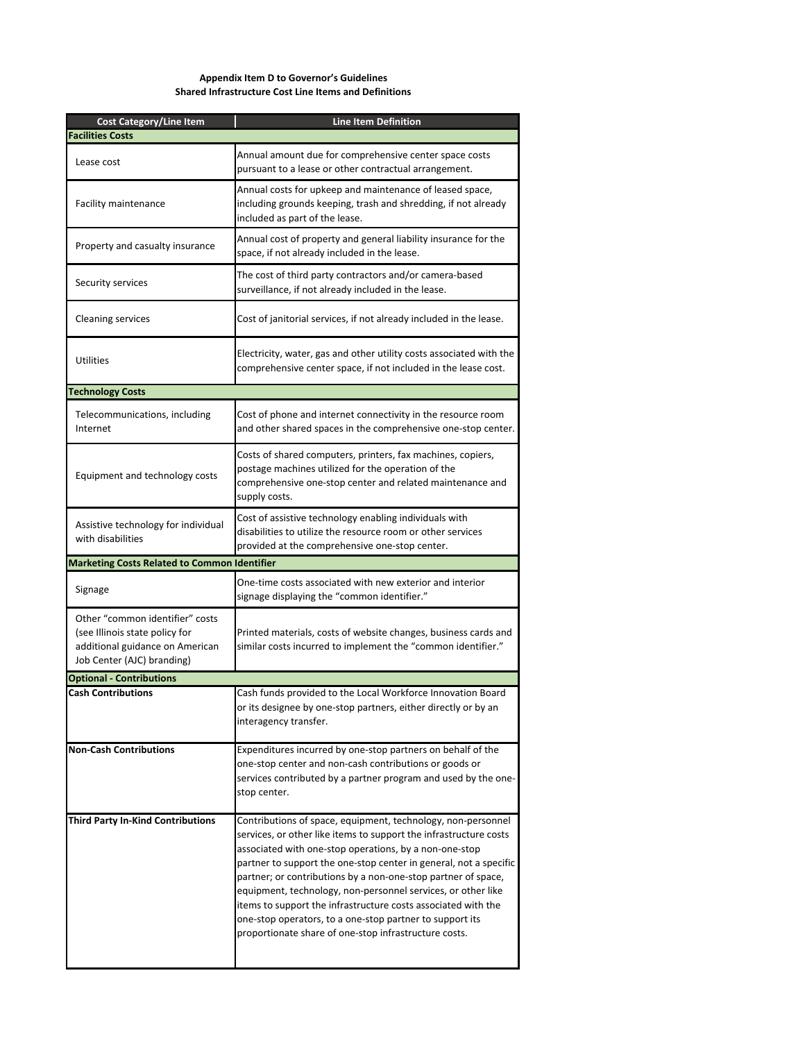**Appendix Item D to Governor's Guidelines**
**Shared Infrastructure Cost Line Items and Definitions**

| Cost Category/Line Item | Line Item Definition |
|---|---|
| **Facilities Costs** | |
| Lease cost | Annual amount due for comprehensive center space costs pursuant to a lease or other contractual arrangement. |
| Facility maintenance | Annual costs for upkeep and maintenance of leased space, including grounds keeping, trash and shredding, if not already included as part of the lease. |
| Property and casualty insurance | Annual cost of property and general liability insurance for the space, if not already included in the lease. |
| Security services | The cost of third party contractors and/or camera-based surveillance, if not already included in the lease. |
| Cleaning services | Cost of janitorial services, if not already included in the lease. |
| Utilities | Electricity, water, gas and other utility costs associated with the comprehensive center space, if not included in the lease cost. |
| **Technology Costs** | |
| Telecommunications, including Internet | Cost of phone and internet connectivity in the resource room and other shared spaces in the comprehensive one-stop center. |
| Equipment and technology costs | Costs of shared computers, printers, fax machines, copiers, postage machines utilized for the operation of the comprehensive one-stop center and related maintenance and supply costs. |
| Assistive technology for individual with disabilities | Cost of assistive technology enabling individuals with disabilities to utilize the resource room or other services provided at the comprehensive one-stop center. |
| **Marketing Costs Related to Common Identifier** | |
| Signage | One-time costs associated with new exterior and interior signage displaying the "common identifier." |
| Other "common identifier" costs (see Illinois state policy for additional guidance on American Job Center (AJC) branding) | Printed materials, costs of website changes, business cards and similar costs incurred to implement the "common identifier." |
| **Optional - Contributions** | |
| **Cash Contributions** | Cash funds provided to the Local Workforce Innovation Board or its designee by one-stop partners, either directly or by an interagency transfer. |
| **Non-Cash Contributions** | Expenditures incurred by one-stop partners on behalf of the one-stop center and non-cash contributions or goods or services contributed by a partner program and used by the one-stop center. |
| **Third Party In-Kind Contributions** | Contributions of space, equipment, technology, non-personnel services, or other like items to support the infrastructure costs associated with one-stop operations, by a non-one-stop partner to support the one-stop center in general, not a specific partner; or contributions by a non-one-stop partner of space, equipment, technology, non-personnel services, or other like items to support the infrastructure costs associated with the one-stop operators, to a one-stop partner to support its proportionate share of one-stop infrastructure costs. |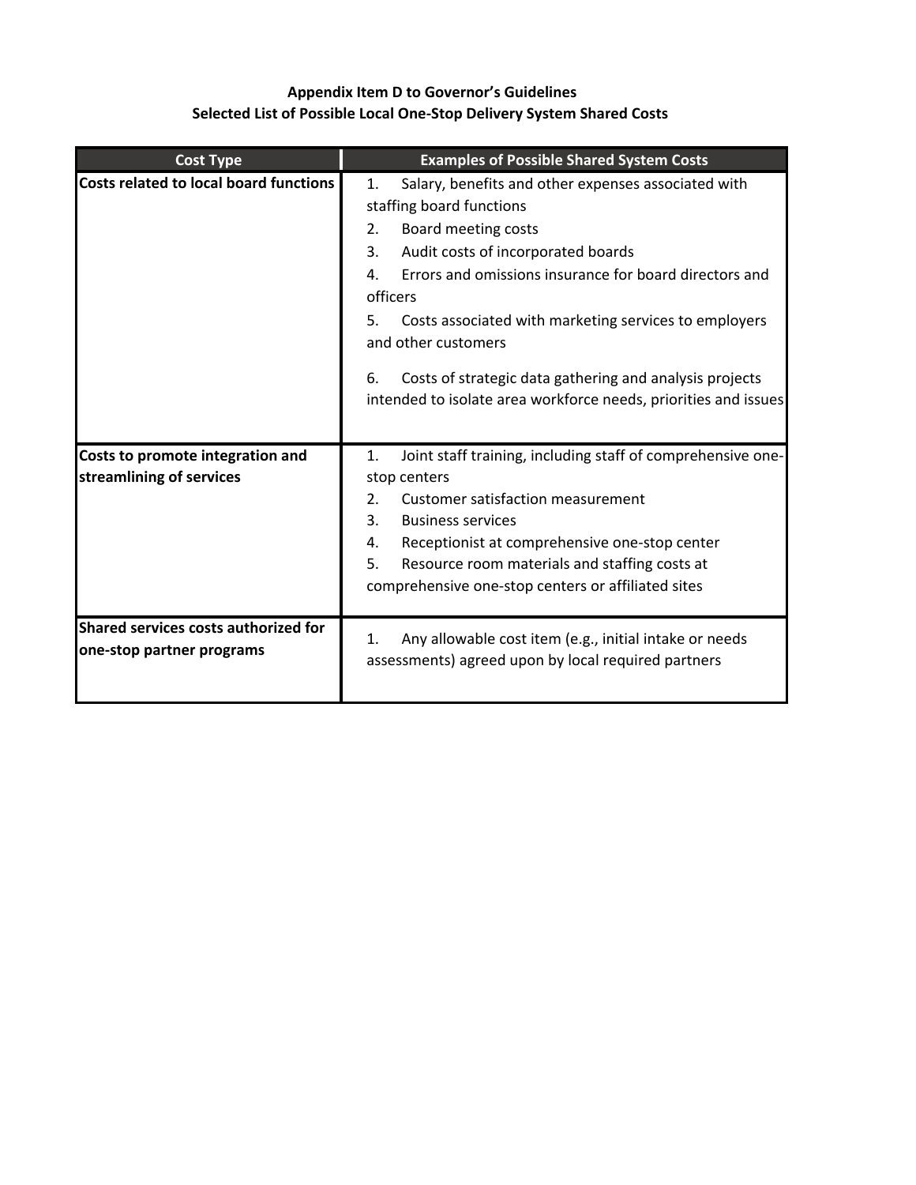**Appendix Item D to Governor's Guidelines**
**Selected List of Possible Local One-Stop Delivery System Shared Costs**

| Cost Type | Examples of Possible Shared System Costs |
|---|---|
| **Costs related to local board functions** | 1. Salary, benefits and other expenses associated with staffing board functions<br>2. Board meeting costs<br>3. Audit costs of incorporated boards<br>4. Errors and omissions insurance for board directors and officers<br>5. Costs associated with marketing services to employers and other customers<br>6. Costs of strategic data gathering and analysis projects intended to isolate area workforce needs, priorities and issues |
| **Costs to promote integration and streamlining of services** | 1. Joint staff training, including staff of comprehensive one-stop centers<br>2. Customer satisfaction measurement<br>3. Business services<br>4. Receptionist at comprehensive one-stop center<br>5. Resource room materials and staffing costs at comprehensive one-stop centers or affiliated sites |
| **Shared services costs authorized for one-stop partner programs** | 1. Any allowable cost item (e.g., initial intake or needs assessments) agreed upon by local required partners |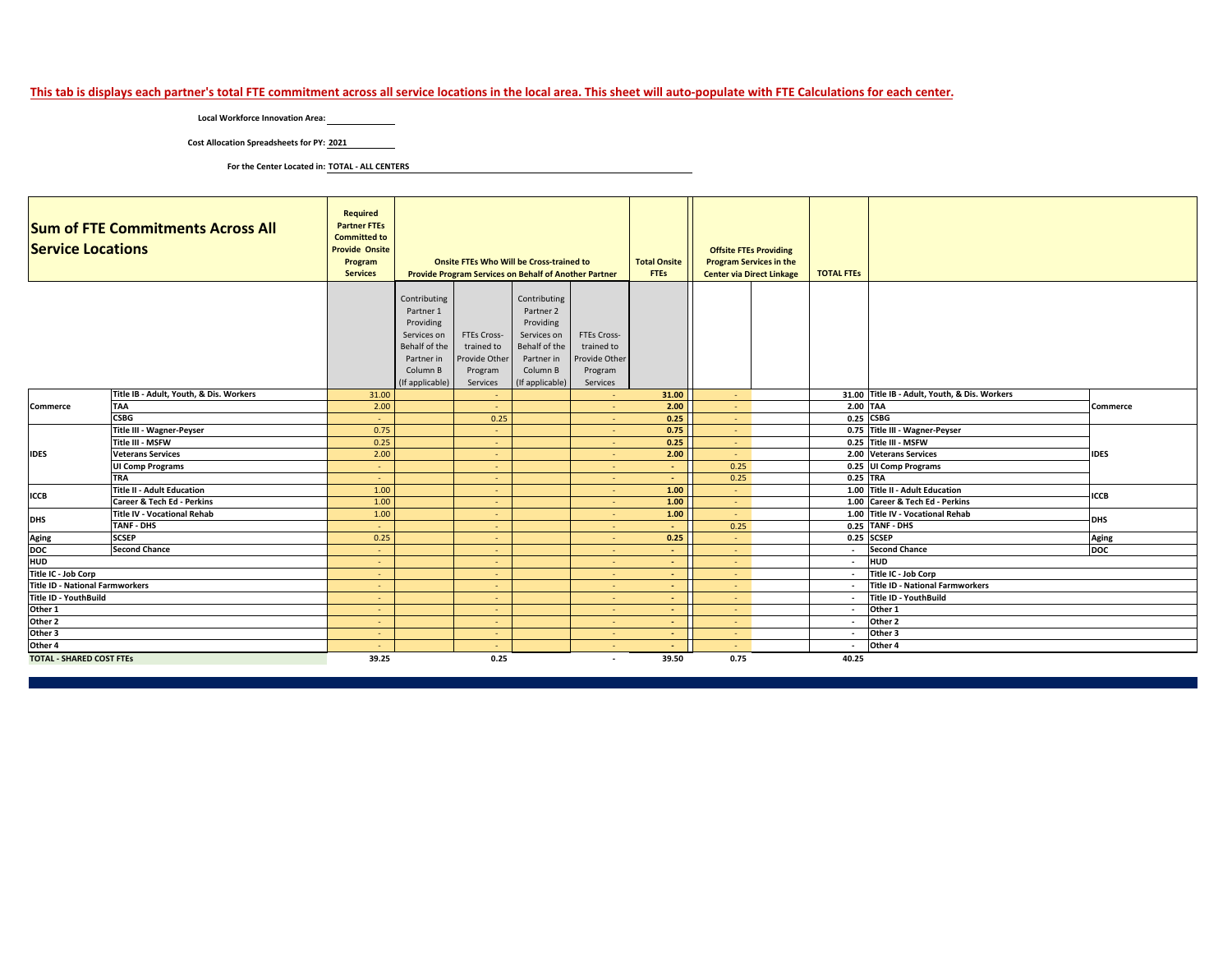**This tab is displays each partner's total FTE commitment across all service locations in the local area. This sheet will auto-populate with FTE Calculations for each center.**

**Local Workforce Innovation Area:**

**Cost Allocation Spreadsheets for PY: 2021**

**For the Center Located in: TOTAL - ALL CENTERS**

| **Sum of FTE Commitments Across All Service Locations** | | **Required Partner FTEs Committed to Provide Onsite Program Services** | **Onsite FTEs Who Will be Cross-trained to Provide Program Services on Behalf of Another Partner** | | | | **Total Onsite FTEs** | **Offsite FTEs Providing Program Services in the Center via Direct Linkage** | | **TOTAL FTEs** | | |
|---|---|---|---|---|---|---|---|---|---|---|---|---|
| | | | Contributing Partner 1 Providing Services on Behalf of the Partner in Column B (If applicable) | FTEs Cross-trained to Provide Other Program Services | Contributing Partner 2 Providing Services on Behalf of the Partner in Column B (If applicable) | FTEs Cross-trained to Provide Other Program Services | | | | | | |
| **Commerce** | **Title IB - Adult, Youth, & Dis. Workers** | 31.00 | | - | | - | **31.00** | - | | **31.00** | **Title IB - Adult, Youth, & Dis. Workers** | **Commerce** |
| | **TAA** | 2.00 | | - | | - | **2.00** | - | | **2.00** | **TAA** | |
| | **CSBG** | - | | 0.25 | | - | **0.25** | - | | **0.25** | **CSBG** | |
| **IDES** | **Title III - Wagner-Peyser** | 0.75 | | - | | - | **0.75** | - | | **0.75** | **Title III - Wagner-Peyser** | **IDES** |
| | **Title III - MSFW** | 0.25 | | - | | - | **0.25** | - | | **0.25** | **Title III - MSFW** | |
| | **Veterans Services** | 2.00 | | - | | - | **2.00** | - | | **2.00** | **Veterans Services** | |
| | **UI Comp Programs** | - | | - | | - | **-** | 0.25 | | **0.25** | **UI Comp Programs** | |
| | **TRA** | - | | - | | - | **-** | 0.25 | | **0.25** | **TRA** | |
| **ICCB** | **Title II - Adult Education** | 1.00 | | - | | - | **1.00** | - | | **1.00** | **Title II - Adult Education** | **ICCB** |
| | **Career & Tech Ed - Perkins** | 1.00 | | - | | - | **1.00** | - | | **1.00** | **Career & Tech Ed - Perkins** | |
| **DHS** | **Title IV - Vocational Rehab** | 1.00 | | - | | - | **1.00** | - | | **1.00** | **Title IV - Vocational Rehab** | **DHS** |
| | **TANF - DHS** | - | | - | | - | **-** | 0.25 | | **0.25** | **TANF - DHS** | |
| **Aging** | **SCSEP** | 0.25 | | - | | - | **0.25** | - | | **0.25** | **SCSEP** | **Aging** |
| **DOC** | **Second Chance** | - | | - | | - | **-** | - | | **-** | **Second Chance** | **DOC** |
| **HUD** | | - | | - | | - | **-** | - | | **-** | **HUD** | |
| **Title IC - Job Corp** | | - | | - | | - | **-** | - | | **-** | **Title IC - Job Corp** | |
| **Title ID - National Farmworkers** | | - | | - | | - | **-** | - | | **-** | **Title ID - National Farmworkers** | |
| **Title ID - YouthBuild** | | - | | - | | - | **-** | - | | **-** | **Title ID - YouthBuild** | |
| **Other 1** | | - | | - | | - | **-** | - | | **-** | **Other 1** | |
| **Other 2** | | - | | - | | - | **-** | - | | **-** | **Other 2** | |
| **Other 3** | | - | | - | | - | **-** | - | | **-** | **Other 3** | |
| **Other 4** | | - | | - | | - | **-** | - | | **-** | **Other 4** | |
| **TOTAL - SHARED COST FTEs** | | **39.25** | | **0.25** | | **-** | **39.50** | **0.75** | | **40.25** | | |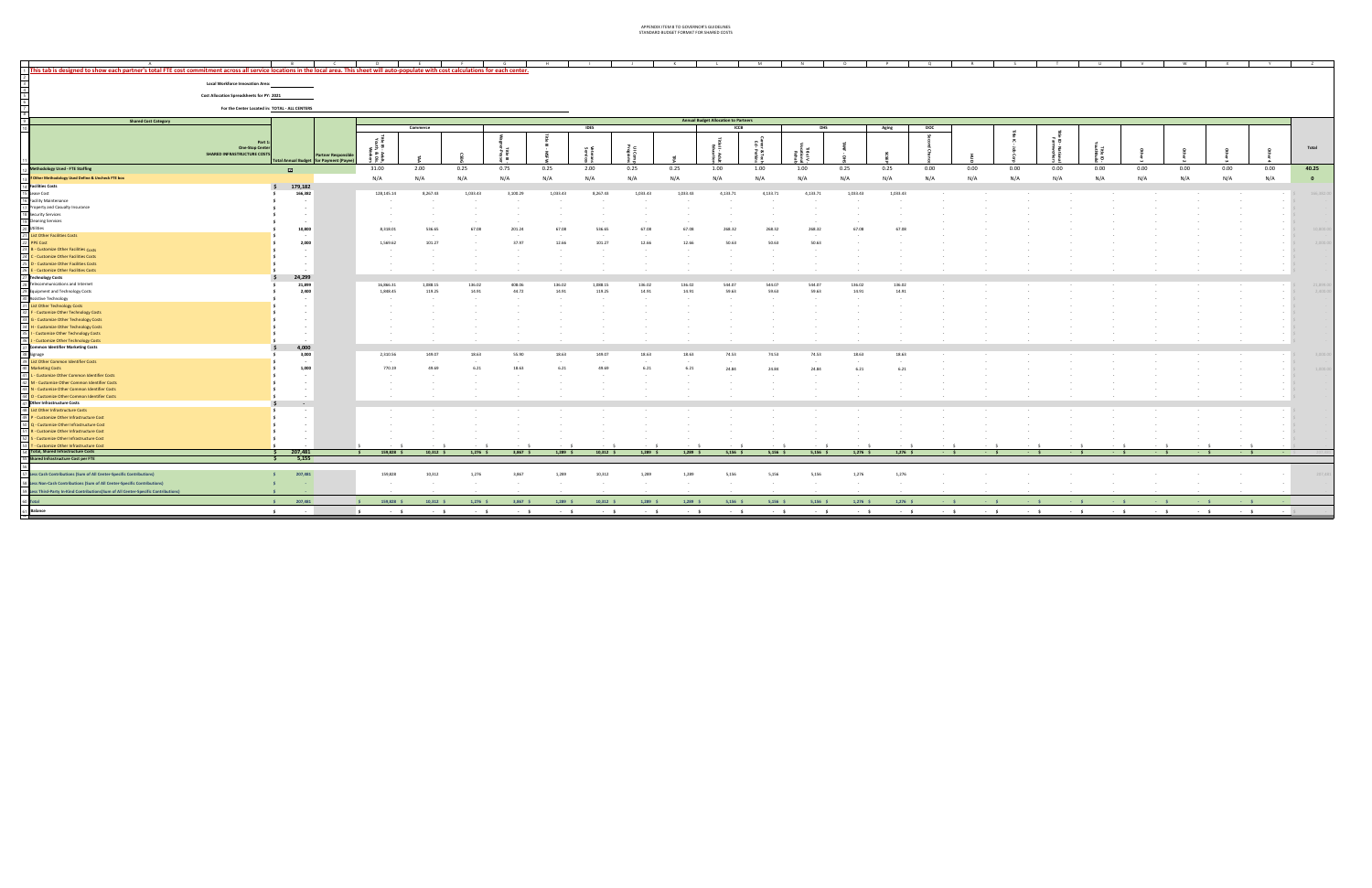APPENDIX ITEM 8 TO GOVERNOR'S GUIDELINES
STANDARD BUDGET FORMAT FOR SHARED COSTS

This tab is designed to show each partner's total FTE cost commitment across all service locations in the local area. This sheet will auto-populate with cost calculations for each center.

Local Workforce Innovation Area:

Cost Allocation Spreadsheets for PY: 2021

For the Center Located In: TOTAL - ALL CENTERS

| Shared Cost Category | | | Annual Budget Allocation to Partners | | | | | | | | | | | | | | | | | | | | | | |
|---|---|---|---|---|---|---|---|---|---|---|---|---|---|---|---|---|---|---|---|---|---|---|---|---|---|
| | | | Commerce | | | IDES | | | | | | ICCB | | DHS | | Aging | DOC | | | | | | | | |
| Part 1: One-Stop Center SHARED INFRASTRUCTURE COSTS | Total Annual Budget | Partner Responsible for Payment (Payee) | Title IB - Adult, Youth, & DW | TAA | CSBG | Title III - Wagner-Peyser | Title III - MSFW | Veterans Services | UI Comp Programs | TAA | Title II - Adult Education | Career & Tech Ed - Perkins | Title I-IV Vocational Rehab | SNAP - DHS | SCSEP | Second Chance | HUD | Title IC - Job Corps | Title ID - National Farmworkers | Title ID - YouthBuild | Other 1 | Other 2 | Other 3 | Other 4 | Total |
| Methodology Used - FTE Staffing | Q2 | | 31.00 | 2.00 | 0.25 | 0.75 | 0.25 | 2.00 | 0.25 | 0.25 | 1.00 | 1.00 | 1.00 | 0.25 | 0.25 | 0.00 | 0.00 | 0.00 | 0.00 | 0.00 | 0.00 | 0.00 | 0.00 | 0.00 | 40.25 |
| If Other Methodology Used Define & Uncheck FTE box | | | N/A | N/A | N/A | N/A | N/A | N/A | N/A | N/A | N/A | N/A | N/A | N/A | N/A | N/A | N/A | N/A | N/A | N/A | N/A | N/A | N/A | N/A | 0 |
| Facilities Costs | $ 179,182 | | | | | | | | | | | | | | | | | | | | | | | | |
| Lease Cost | $ 166,382 | | 128,145.14 | 8,267.43 | 1,033.43 | 3,100.29 | 1,033.43 | 8,267.43 | 1,033.43 | 1,033.43 | 4,133.71 | 4,133.71 | 4,133.71 | 1,033.43 | 1,033.43 | - | - | - | - | - | - | - | - | - | 166,382.00 |
| Facility Maintenance | $ - | | - | - | - | - | - | - | - | - | - | - | - | - | - | - | - | - | - | - | - | - | - | - | - |
| Property and Casualty Insurance | $ - | | - | - | - | - | - | - | - | - | - | - | - | - | - | - | - | - | - | - | - | - | - | - | - |
| Security Services | $ - | | - | - | - | - | - | - | - | - | - | - | - | - | - | - | - | - | - | - | - | - | - | - | - |
| Cleaning Services | $ - | | - | - | - | - | - | - | - | - | - | - | - | - | - | - | - | - | - | - | - | - | - | - | - |
| Utilities | $ 10,800 | | 8,318.01 | 536.65 | 67.08 | 201.24 | 67.08 | 536.65 | 67.08 | 67.08 | 268.32 | 268.32 | 268.32 | 67.08 | 67.08 | - | - | - | - | - | - | - | - | - | 10,800.00 |
| List Other Facilities Costs | $ - | | - | - | - | - | - | - | - | - | - | - | - | - | - | - | - | - | - | - | - | - | - | - | - |
| HPG Cost | $ 2,000 | | 1,569.62 | 101.27 | - | 37.97 | 12.66 | 101.27 | 12.66 | 12.66 | 50.63 | 50.63 | 50.63 | - | - | - | - | - | - | - | - | - | - | - | 2,000.00 |
| B - Customize Other Facilities Costs | $ - | | - | - | - | - | - | - | - | - | - | - | - | - | - | - | - | - | - | - | - | - | - | - | - |
| C - Customize Other Facilities Costs | $ - | | - | - | - | - | - | - | - | - | - | - | - | - | - | - | - | - | - | - | - | - | - | - | - |
| D - Customize Other Facilities Costs | $ - | | - | - | - | - | - | - | - | - | - | - | - | - | - | - | - | - | - | - | - | - | - | - | - |
| E - Customize Other Facilities Costs | $ - | | - | - | - | - | - | - | - | - | - | - | - | - | - | - | - | - | - | - | - | - | - | - | - |
| Technology Costs | $ 24,299 | | | | | | | | | | | | | | | | | | | | | | | | |
| Telecommunications and Internet | $ 21,899 | | 16,866.41 | 1,088.15 | 136.02 | 408.06 | 136.02 | 1,088.15 | 136.02 | 136.02 | 544.07 | 544.07 | 544.07 | 136.02 | 136.02 | - | - | - | - | - | - | - | - | - | 21,899.00 |
| Equipment and Technology Costs | $ 2,400 | | 1,848.45 | 119.25 | 14.91 | 44.72 | 14.91 | 119.25 | 14.91 | 14.91 | 59.63 | 59.63 | 59.63 | 14.91 | 14.91 | - | - | - | - | - | - | - | - | - | 2,400.00 |
| Assistive Technology | $ - | | - | - | - | - | - | - | - | - | - | - | - | - | - | - | - | - | - | - | - | - | - | - | - |
| List Other Technology Costs | $ - | | - | - | - | - | - | - | - | - | - | - | - | - | - | - | - | - | - | - | - | - | - | - | - |
| F - Customize Other Technology Costs | $ - | | - | - | - | - | - | - | - | - | - | - | - | - | - | - | - | - | - | - | - | - | - | - | - |
| G - Customize Other Technology Costs | $ - | | - | - | - | - | - | - | - | - | - | - | - | - | - | - | - | - | - | - | - | - | - | - | - |
| H - Customize Other Technology Costs | $ - | | - | - | - | - | - | - | - | - | - | - | - | - | - | - | - | - | - | - | - | - | - | - | - |
| I - Customize Other Technology Costs | $ - | | - | - | - | - | - | - | - | - | - | - | - | - | - | - | - | - | - | - | - | - | - | - | - |
| J - Customize Other Technology Costs | $ - | | - | - | - | - | - | - | - | - | - | - | - | - | - | - | - | - | - | - | - | - | - | - | - |
| Common Identifier Marketing Costs | $ 4,000 | | | | | | | | | | | | | | | | | | | | | | | | |
| Signage | $ 3,000 | | 2,310.56 | 149.07 | 18.63 | 55.90 | 18.63 | 149.07 | 18.63 | 18.63 | 74.53 | 74.53 | 74.53 | 18.63 | 18.63 | - | - | - | - | - | - | - | - | - | 3,000.00 |
| List Other Common Identifier Costs | $ - | | - | - | - | - | - | - | - | - | - | - | - | - | - | - | - | - | - | - | - | - | - | - | - |
| Marketing Costs | $ 1,000 | | 770.19 | 49.69 | 6.21 | 18.63 | 6.21 | 49.69 | 6.21 | 6.21 | 24.84 | 24.84 | 24.84 | 6.21 | 6.21 | - | - | - | - | - | - | - | - | - | 1,000.00 |
| L - Customize Other Common Identifier Costs | $ - | | - | - | - | - | - | - | - | - | - | - | - | - | - | - | - | - | - | - | - | - | - | - | - |
| M - Customize Other Common Identifier Costs | $ - | | - | - | - | - | - | - | - | - | - | - | - | - | - | - | - | - | - | - | - | - | - | - | - |
| N - Customize Other Common Identifier Costs | $ - | | - | - | - | - | - | - | - | - | - | - | - | - | - | - | - | - | - | - | - | - | - | - | - |
| O - Customize Other Common Identifier Costs | $ - | | - | - | - | - | - | - | - | - | - | - | - | - | - | - | - | - | - | - | - | - | - | - | - |
| Other Infrastructure Costs | $ - | | | | | | | | | | | | | | | | | | | | | | | | |
| List Other Infrastructure Costs | $ - | | - | - | - | - | - | - | - | - | - | - | - | - | - | - | - | - | - | - | - | - | - | - | - |
| P - Customize Other Infrastructure Cost | $ - | | - | - | - | - | - | - | - | - | - | - | - | - | - | - | - | - | - | - | - | - | - | - | - |
| Q - Customize Other Infrastructure Cost | $ - | | - | - | - | - | - | - | - | - | - | - | - | - | - | - | - | - | - | - | - | - | - | - | - |
| R - Customize Other Infrastructure Cost | $ - | | - | - | - | - | - | - | - | - | - | - | - | - | - | - | - | - | - | - | - | - | - | - | - |
| S - Customize Other Infrastructure Cost | $ - | | - | - | - | - | - | - | - | - | - | - | - | - | - | - | - | - | - | - | - | - | - | - | - |
| T - Customize Other Infrastructure Cost | $ - | | $ - | $ - | $ - | $ - | $ - | $ - | $ - | $ - | $ - | $ - | $ - | $ - | $ - | $ - | $ - | $ - | $ - | $ - | $ - | $ - | $ - | $ - | $ - |
| Total, Shared Infrastructure Costs | $ 207,481 | | $ 159,828 | $ 10,312 | $ 1,276 | $ 3,867 | $ 1,289 | $ 10,312 | $ 1,289 | $ 1,289 | $ 5,156 | $ 5,156 | $ 5,156 | $ 1,276 | $ 1,276 | $ - | $ - | $ - | $ - | $ - | $ - | $ - | $ - | $ - | 207,481 |
| Shared Infrastructure Cost per FTE | $ 5,155 | | | | | | | | | | | | | | | | | | | | | | | | |
| Less Cash Contributions (Sum of All Center-Specific Contributions) | $ 207,481 | | 159,828 | 10,312 | 1,276 | 3,867 | 1,289 | 10,312 | 1,289 | 1,289 | 5,156 | 5,156 | 5,156 | 1,276 | 1,276 | - | - | - | - | - | - | - | - | - | 207,481 |
| Less Non-Cash Contributions (Sum of All Center-Specific Contributions) | $ - | | - | - | - | - | - | - | - | - | - | - | - | - | - | - | - | - | - | - | - | - | - | - | - |
| Less Third-Party In-Kind Contributions(Sum of All Center-Specific Contributions) | $ - | | - | - | - | - | - | - | - | - | - | - | - | - | - | - | - | - | - | - | - | - | - | - | - |
| Total | $ 207,481 | | $ 159,828 | $ 10,312 | $ 1,276 | $ 3,867 | $ 1,289 | $ 10,312 | $ 1,289 | $ 1,289 | $ 5,156 | $ 5,156 | $ 5,156 | $ 1,276 | $ 1,276 | $ - | $ - | $ - | $ - | $ - | $ - | $ - | $ - | $ - | |
| Balance | $ - | | $ - | $ - | $ - | $ - | $ - | $ - | $ - | $ - | $ - | $ - | $ - | $ - | $ - | $ - | $ - | $ - | $ - | $ - | $ - | $ - | $ - | $ - | |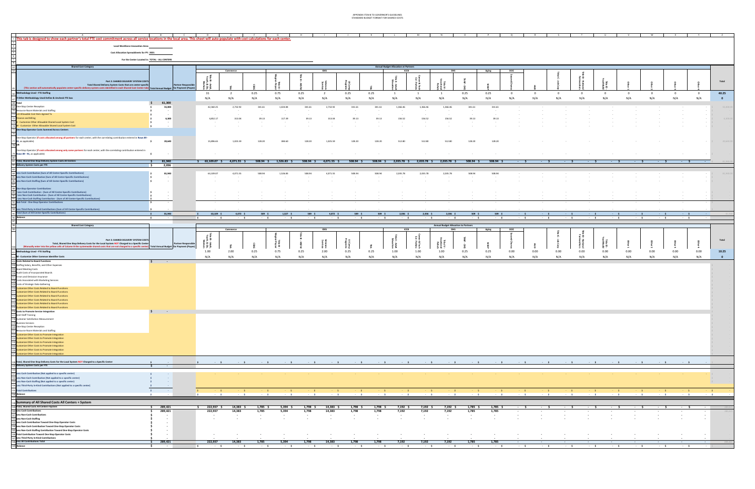APPENDIX ITEM B TO GOVERNOR'S GUIDELINES
STANDARD BUDGET FORMAT FOR SHARED COSTS

This tab is designed to show each partner's total FTE cost commitment across all service locations in the local area. This sheet will auto-populate with cost calculations for each center.

Local Workforce Innovation Area:

Cost Allocation Spreadsheets for PY: 2021

For the Center Located in: TOTAL - ALL CENTERS

| Shared Cost Category | Total Annual Budget | Partner Responsible for Payment (Payee) | Title IB - Adult, Youth, & DW Workers | TAA | CSBG | Wagner-Peyser | Title III - | Title III - MSFW | Veterans Services | UI Comp Programs | TAA | Title II - Adult Education | Career & Tech Ed - Perkins | Title IV - Vocational Rehab | SNAP - DHS | SCSEP | Second Chance | HUD | Title IC - Job Corp | Title ID - National Farmworkers | Title ID - YouthBuild | Other 1 | Other 2 | Other 3 | Other 4 | Total |
|---|---|---|---|---|---|---|---|---|---|---|---|---|---|---|---|---|---|---|---|---|---|---|---|---|---|---|
| Part 2: SHARED DELIVERY SYSTEM COSTS Total Shared Delivery System Costs that are center-specific (This section will automatically populate center-specific delivery system costs identified in each Shared Cost Center tab) | | | Commerce | | | IDES | | | | | | ICCB | | DHS | | Aging | DOC | | | | | | | | | |
| Methodology Used - FTE Staffing | | | 31 | 2 | 0.25 | 0.75 | 0.25 | 2 | 0.25 | 0.25 | 1 | 1 | 1 | 0.25 | 0.25 | 0 | 0 | 0 | 0 | 0 | 0 | 0 | 0 | 0 | | 40.25 |
| If Other Methodology Used Define & Uncheck FTE box | | | N/A | N/A | N/A | N/A | N/A | N/A | N/A | N/A | N/A | N/A | N/A | N/A | N/A | N/A | N/A | N/A | N/A | N/A | N/A | N/A | N/A | N/A | | 0 |
| Total | $ 61,300 | | | | | | | | | | | | | | | | | | | | | | | | | |
| One-Stop Center Reception | $ 55,000 | | 42,360.25 | 2,732.92 | 341.61 | 1,024.84 | 341.61 | 2,732.92 | 341.61 | 341.61 | 1,366.46 | 1,366.46 | 1,366.46 | 341.61 | 341.61 | - | - | - | - | - | - | - | - | - | | 55,000.00 |
| Resource Room Materials and Staffing | $ - | | - | - | - | - | - | - | - | - | - | - | - | - | - | - | - | - | - | - | - | - | - | - | | - |
| List Allowable Cost Item Agreed To | $ - | | | | | | | | | | | | | | | | | | | | | | | | | - |
| Finance and Billing | $ 6,300 | | 4,852.17 | 313.04 | 39.13 | 117.39 | 39.13 | 313.04 | 39.13 | 39.13 | 156.52 | 156.52 | 156.52 | 39.13 | 39.13 | - | - | - | - | - | - | - | - | - | | 6,300.00 |
| IV - Customize Other Allowable Shared Local System Cost | $ - | | - | - | - | - | - | - | - | - | - | - | - | - | - | - | - | - | - | - | - | - | - | - | | - |
| IV - Customize Other Allowable Shared Local System Cost | $ - | | - | - | - | - | - | - | - | - | - | - | - | - | - | - | - | - | - | - | - | - | - | - | | - |
| One-Stop Operator Costs Summed Across Centers | | | | | | | | | | | | | | | | | | | | | | | | | | |
| One-Stop Operator (if costs allocated among all partners for each center, with the correlating contribution entered in Rows 89 - 91, as applicable) | $ 20,640 | | 15,896.65 | 1,025.59 | 128.20 | 384.60 | 128.20 | 1,025.59 | 128.20 | 128.20 | 512.80 | 512.80 | 512.80 | 128.20 | 128.20 | - | - | - | - | - | - | - | - | - | | 20,640.00 |
| OR | | | | | | | | | | | | | | | | | | | | | | | | | | |
| One-Stop Operator (if costs allocated among only some partners for each center, with the correlating contribution entered in Rows 89 - 91, as applicable) | $ - | | - | - | - | - | - | - | - | - | - | - | - | - | - | - | - | - | - | - | - | - | - | - | | - |
| Total, Shared One-Stop Delivery System Costs All Centers | $ 81,940 | | $ 63,109.07 | $ 4,071.55 | $ 508.94 | $ 1,526.83 | $ 508.94 | $ 4,071.55 | $ 508.94 | $ 508.94 | $ 2,035.78 | $ 2,035.78 | $ 2,035.78 | $ 508.94 | $ 508.94 | $ - | $ - | $ - | $ - | $ - | $ - | $ - | $ - | $ - | | 81,940.00 |
| Delivery System Costs per FTE | $ 2,036 | | | | | | | | | | | | | | | | | | | | | | | | | |
| Less Cash Contribution (Sum of All Center-Specific Contributions) | $ 81,940 | | 63,109.07 | 4,071.55 | 508.94 | 1,526.83 | 508.94 | 4,071.55 | 508.94 | 508.94 | 2,035.78 | 2,035.78 | 2,035.78 | 508.94 | 508.94 | - | - | - | - | - | - | - | - | - | | 81,940.00 |
| Less Non-Cash Contribution (Sum of All Center-Specific Contributions) | $ - | | - | - | - | - | - | - | - | - | - | - | - | - | - | - | - | - | - | - | - | - | - | - | | - |
| Less Non-Cash Staffing (Sum of All Center-Specific Contributions) | $ - | | - | - | - | - | - | - | - | - | - | - | - | - | - | - | - | - | - | - | - | - | - | - | | - |
| One-Stop Operator Contributions | | | | | | | | | | | | | | | | | | | | | | | | | | |
| Less Cash Contribution - (Sum of All Center-Specific Contributions) | $ - | | - | - | - | - | - | - | - | - | - | - | - | - | - | - | - | - | - | - | - | - | - | - | | - |
| Less Non-Cash Contribution - (Sum of All Center-Specific Contributions) | $ - | | - | - | - | - | - | - | - | - | - | - | - | - | - | - | - | - | - | - | - | - | - | - | | - |
| Less Non-Cash Staffing Contribution - (Sum of All Center-Specific Contributions) | $ - | | - | - | - | - | - | - | - | - | - | - | - | - | - | - | - | - | - | - | - | - | - | - | | - |
| Sub-Total - One-Stop Operator Contributions | $ - | | - | - | - | - | - | - | - | - | - | - | - | - | - | - | - | - | - | - | - | - | - | - | | - |
| Less Third-Party In-Kind Contributions (Sum of All Center-Specific Contributions) | $ - | | - | - | - | - | - | - | - | - | - | - | - | - | - | - | - | - | - | - | - | - | - | - | | - |
| Total (Sum of All Center-Specific Contributions) | $ 81,940 | | $ 63,109 | $ 4,072 | $ 509 | $ 1,527 | $ 509 | $ 4,072 | $ 509 | $ 509 | $ 2,036 | $ 2,036 | $ 2,036 | $ 509 | $ 509 | $ - | $ - | $ - | $ - | $ - | $ - | $ - | $ - | $ - | | 81,940 |
| Balance | $ - | | $ - | $ - | $ - | $ - | $ - | $ - | $ - | $ - | $ - | $ - | $ - | $ - | $ - | $ - | $ - | $ - | $ - | $ - | $ - | $ - | $ - | $ - | | - |

| Shared Cost Category | Total Annual Budget | Partner Responsible for Payment (Payee) | Title IB - Adult, Youth, & DW Workers | TAA | CSBG | Wagner-Peyser | Title III - | Title III - MSFW | Veterans Services | UI Comp Programs | TAA | Title II - Adult Education | Career & Tech Ed - Perkins | Title IV - Vocational Rehab | SNAP - DHS | SCSEP | Second Chance | HUD | Title IC - Job Corp | Title ID - National Farmworkers | Title ID - YouthBuild | Other 1 | Other 2 | Other 3 | Other 4 | Total |
|---|---|---|---|---|---|---|---|---|---|---|---|---|---|---|---|---|---|---|---|---|---|---|---|---|---|---|
| Part 3: SHARED ONE STOP DELIVERY SYSTEM COSTS Total, Shared One Stop Delivery Costs for the Local System NOT Charged to a Specific Center (Manually enter into the yellow cells of Column B the systemwide shared costs that are not charged to a specific center) | | | Commerce | | | IDES | | | | | | ICCB | | DHS | | Aging | DOC | | | | | | | | | |
| Methodology Used - FTE Staffing | | | 1.00 | 2.00 | 0.25 | 0.75 | 0.25 | 2.00 | 0.25 | 0.25 | 1.00 | 1.00 | 1.00 | 0.25 | 0.25 | 0.00 | 0.00 | 0.00 | 0.00 | 0.00 | 0.00 | 0.00 | 0.00 | 0.00 | | 10.25 |
| IV - Customize Other Common Identifier Costs | | | N/A | N/A | N/A | N/A | N/A | N/A | N/A | N/A | N/A | N/A | N/A | N/A | N/A | N/A | N/A | N/A | N/A | N/A | N/A | N/A | N/A | N/A | | 0 |
| Costs Related to Board Functions | $ - | | | | | | | | | | | | | | | | | | | | | | | | | |
| Staffing Salary, Benefits, and Other Expenses | | | | | | | | | | | | | | | | | | | | | | | | | | $ - |
| Board Meeting Costs | | | | | | | | | | | | | | | | | | | | | | | | | | $ - |
| Audit Costs of Incorporated Boards | | | | | | | | | | | | | | | | | | | | | | | | | | $ - |
| Errors and Omission Insurance | | | | | | | | | | | | | | | | | | | | | | | | | | $ - |
| Costs Associated with Marketing Services | | | | | | | | | | | | | | | | | | | | | | | | | | $ - |
| Costs of Strategic Data Gathering | | | | | | | | | | | | | | | | | | | | | | | | | | $ - |
| Customize Other Costs Related to Board Functions | | | | | | | | | | | | | | | | | | | | | | | | | | $ - |
| Customize Other Costs Related to Board Functions | | | | | | | | | | | | | | | | | | | | | | | | | | $ - |
| Customize Other Costs Related to Board Functions | | | | | | | | | | | | | | | | | | | | | | | | | | $ - |
| Customize Other Costs Related to Board Functions | | | | | | | | | | | | | | | | | | | | | | | | | | $ - |
| Customize Other Costs Related to Board Functions | | | | | | | | | | | | | | | | | | | | | | | | | | $ - |
| Customize Other Costs Related to Board Functions | | | | | | | | | | | | | | | | | | | | | | | | | | $ - |
| Costs to Promote Service Integration | $ - | | | | | | | | | | | | | | | | | | | | | | | | | |
| Joint Staff Training | | | | | | | | | | | | | | | | | | | | | | | | | | $ - |
| Customer Satisfaction Measurement | | | | | | | | | | | | | | | | | | | | | | | | | | $ - |
| Business Services | | | | | | | | | | | | | | | | | | | | | | | | | | $ - |
| One-Stop Center Reception | | | | | | | | | | | | | | | | | | | | | | | | | | $ - |
| Resource Room Materials and Staffing | | | | | | | | | | | | | | | | | | | | | | | | | | $ - |
| Customize Other Costs to Promote Integration | | | | | | | | | | | | | | | | | | | | | | | | | | $ - |
| Customize Other Costs to Promote Integration | | | | | | | | | | | | | | | | | | | | | | | | | | $ - |
| Customize Other Costs to Promote Integration | | | | | | | | | | | | | | | | | | | | | | | | | | $ - |
| Customize Other Costs to Promote Integration | | | | | | | | | | | | | | | | | | | | | | | | | | $ - |
| Customize Other Costs to Promote Integration | | | | | | | | | | | | | | | | | | | | | | | | | | $ - |
| Customize Other Costs to Promote Integration | | | | | | | | | | | | | | | | | | | | | | | | | | $ - |
| Total, Shared One-Stop Delivery Costs for the Local System NOT Charged to a Specific Center | $ - | | $ - | $ - | $ - | $ - | $ - | $ - | $ - | $ - | $ - | $ - | $ - | $ - | $ - | $ - | $ - | $ - | $ - | $ - | $ - | $ - | $ - | $ - | | $ - |
| Delivery System Costs per FTE | $ - | | | | | | | | | | | | | | | | | | | | | | | | | |
| Less Cash Contribution (Not applied to a specific center) | $ - | | | | | | | | | | | | | | | | | | | | | | | | | $ - |
| Less Non-Cash Contribution (Not applied to a specific center) | $ - | | | | | | | | | | | | | | | | | | | | | | | | | $ - |
| Less Non-Cash Staffing (Not applied to a specific center) | $ - | | | | | | | | | | | | | | | | | | | | | | | | | $ - |
| Less Third-Party In-Kind Contributions (Not applied to a specific center) | $ - | | | | | | | | | | | | | | | | | | | | | | | | | $ - |
| Total Contributions | $ - | | $ - | $ - | $ - | $ - | $ - | $ - | $ - | $ - | $ - | $ - | $ - | $ - | $ - | $ - | $ - | $ - | $ - | $ - | $ - | $ - | $ - | $ - | | $ - |
| Balance | $ - | | $ - | $ - | $ - | $ - | $ - | $ - | $ - | $ - | $ - | $ - | $ - | $ - | $ - | $ - | $ - | $ - | $ - | $ - | $ - | $ - | $ - | $ - | | $ - |

## Summary of All Shared Costs All Centers + System

| | Total | | Title IB | TAA | CSBG | Wagner-Peyser | Title III - | Title III - MSFW | Veterans Services | UI Comp Programs | TAA | Title II | Career & Tech Ed | Title IV | SNAP | SCSEP | Second Chance | HUD | Title IC | Title ID - NFJP | Title ID - YouthBuild | Other 1 | Other 2 | Other 3 | Other 4 | Total |
|---|---|---|---|---|---|---|---|---|---|---|---|---|---|---|---|---|---|---|---|---|---|---|---|---|---|---|
| Total, Shared Costs All Centers +System | $ 289,421 | | $ 222,937 | $ 14,383 | $ 1,785 | $ 5,394 | $ 1,798 | $ 14,383 | $ 1,798 | $ 1,798 | $ 7,192 | $ 7,192 | $ 7,192 | $ 1,785 | $ 1,785 | $ - | $ - | $ - | $ - | $ - | $ - | $ - | $ - | $ - | | 289,421 |
| Less Cash Contributions | $ 289,421 | | 222,937 | 14,383 | 1,785 | 5,394 | 1,798 | 14,383 | 1,798 | 1,798 | 7,192 | 7,192 | 7,192 | 1,785 | 1,785 | - | - | - | - | - | - | - | - | - | | 289,421 |
| Less Non-Cash Contributions | $ - | | - | - | - | - | - | - | - | - | - | - | - | - | - | - | - | - | - | - | - | - | - | - | | |
| Less Non-Cash Staffing | $ - | | | | | | | | | | | | | | | | | | | | | | | | | |
| Less Cash Contribution Toward One-Stop Operator Costs | $ - | | | | | | | | | | | | | | | | | | | | | | | | | |
| Less Non-Cash Contribution Toward One-Stop Operator Costs | $ - | | | | | | | | | | | | | | | | | | | | | | | | | |
| Less Non-Cash Staffing Contribution Toward One-Stop Operator Costs | $ - | | | | | | | | | | | | | | | | | | | | | | | | | |
| Total Contribution Toward One-Stop Operator Costs | $ - | | - | - | - | - | - | - | - | - | - | - | - | - | - | - | - | - | - | - | - | - | - | - | | |
| Less Third-Party In-Kind Contributions | $ - | | - | - | - | - | - | - | - | - | - | - | - | - | - | - | - | - | - | - | - | - | - | - | | |
| Less All Contributions Total | $ 289,421 | | 222,937 | 14,383 | 1,785 | 5,394 | 1,798 | 14,383 | 1,798 | 1,798 | 7,192 | 7,192 | 7,192 | 1,785 | 1,785 | - | - | - | - | - | - | - | - | - | | 289,421 |
| Balance | $ - | | $ - | $ - | $ - | $ - | $ - | $ - | $ - | $ - | $ - | $ - | $ - | $ - | $ - | $ - | $ - | $ - | $ - | $ - | $ - | $ - | $ - | $ - | | - |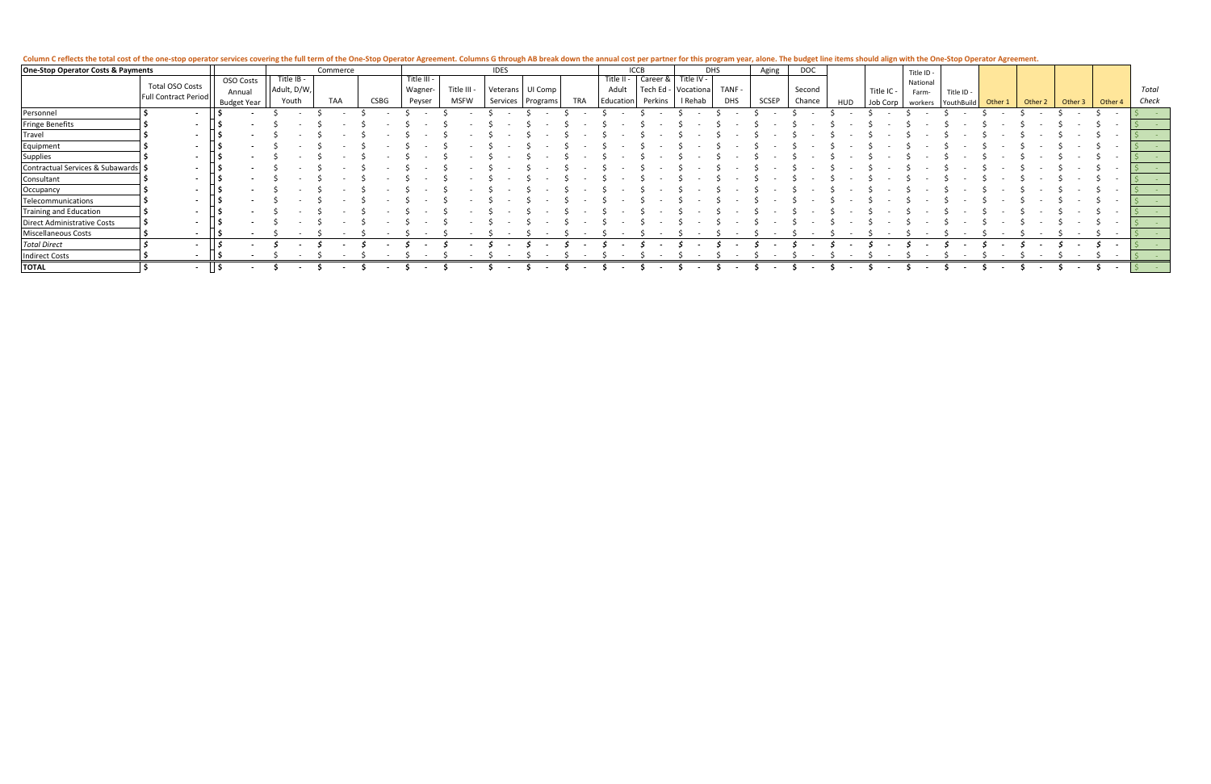Column C reflects the total cost of the one-stop operator services covering the full term of the One-Stop Operator Agreement. Columns G through AB break down the annual cost per partner for this program year, alone. The budget line items should align with the One-Stop Operator Agreement.

| **One-Stop Operator Costs & Payments** | | | Commerce | | | IDES | | | | | ICCB | | DHS | | Aging | DOC | | | | | | | | | |
|---|---|---|---|---|---|---|---|---|---|---|---|---|---|---|---|---|---|---|---|---|---|---|---|---|---|
| | Total OSO Costs Full Contract Period | OSO Costs Annual Budget Year | Title IB - Adult, D/W, Youth | TAA | CSBG | Title III - Wagner-Peyser | Title III - MSFW | Veterans Services | UI Comp Programs | TRA | Title II - Adult Education | Career & Tech Ed - Perkins | Title IV - Vocational Rehab | TANF - DHS | SCSEP | Second Chance | HUD | Title IC - Job Corp | Title ID - National Farm-workers | Title ID - YouthBuild | Other 1 | Other 2 | Other 3 | Other 4 | *Total Check* |
| Personnel | **$ -** | **$ -** | $ - | $ - | $ - | $ - | $ - | $ - | $ - | $ - | $ - | $ - | $ - | $ - | $ - | $ - | $ - | $ - | $ - | $ - | $ - | $ - | $ - | $ - | $ - |
| Fringe Benefits | **$ -** | **$ -** | $ - | $ - | $ - | $ - | $ - | $ - | $ - | $ - | $ - | $ - | $ - | $ - | $ - | $ - | $ - | $ - | $ - | $ - | $ - | $ - | $ - | $ - | $ - |
| Travel | **$ -** | **$ -** | $ - | $ - | $ - | $ - | $ - | $ - | $ - | $ - | $ - | $ - | $ - | $ - | $ - | $ - | $ - | $ - | $ - | $ - | $ - | $ - | $ - | $ - | $ - |
| Equipment | **$ -** | **$ -** | $ - | $ - | $ - | $ - | $ - | $ - | $ - | $ - | $ - | $ - | $ - | $ - | $ - | $ - | $ - | $ - | $ - | $ - | $ - | $ - | $ - | $ - | $ - |
| Supplies | **$ -** | **$ -** | $ - | $ - | $ - | $ - | $ - | $ - | $ - | $ - | $ - | $ - | $ - | $ - | $ - | $ - | $ - | $ - | $ - | $ - | $ - | $ - | $ - | $ - | $ - |
| Contractual Services & Subawards | **$ -** | **$ -** | $ - | $ - | $ - | $ - | $ - | $ - | $ - | $ - | $ - | $ - | $ - | $ - | $ - | $ - | $ - | $ - | $ - | $ - | $ - | $ - | $ - | $ - | $ - |
| Consultant | **$ -** | **$ -** | $ - | $ - | $ - | $ - | $ - | $ - | $ - | $ - | $ - | $ - | $ - | $ - | $ - | $ - | $ - | $ - | $ - | $ - | $ - | $ - | $ - | $ - | $ - |
| Occupancy | **$ -** | **$ -** | $ - | $ - | $ - | $ - | $ - | $ - | $ - | $ - | $ - | $ - | $ - | $ - | $ - | $ - | $ - | $ - | $ - | $ - | $ - | $ - | $ - | $ - | $ - |
| Telecommunications | **$ -** | **$ -** | $ - | $ - | $ - | $ - | $ - | $ - | $ - | $ - | $ - | $ - | $ - | $ - | $ - | $ - | $ - | $ - | $ - | $ - | $ - | $ - | $ - | $ - | $ - |
| Training and Education | **$ -** | **$ -** | $ - | $ - | $ - | $ - | $ - | $ - | $ - | $ - | $ - | $ - | $ - | $ - | $ - | $ - | $ - | $ - | $ - | $ - | $ - | $ - | $ - | $ - | $ - |
| Direct Administrative Costs | **$ -** | **$ -** | $ - | $ - | $ - | $ - | $ - | $ - | $ - | $ - | $ - | $ - | $ - | $ - | $ - | $ - | $ - | $ - | $ - | $ - | $ - | $ - | $ - | $ - | $ - |
| Miscellaneous Costs | **$ -** | **$ -** | $ - | $ - | $ - | $ - | $ - | $ - | $ - | $ - | $ - | $ - | $ - | $ - | $ - | $ - | $ - | $ - | $ - | $ - | $ - | $ - | $ - | $ - | $ - |
| *Total Direct* | ***$ -*** | ***$ -*** | ***$ -*** | ***$ -*** | ***$ -*** | ***$ -*** | ***$ -*** | ***$ -*** | ***$ -*** | ***$ -*** | ***$ -*** | ***$ -*** | ***$ -*** | ***$ -*** | ***$ -*** | ***$ -*** | ***$ -*** | ***$ -*** | ***$ -*** | ***$ -*** | ***$ -*** | ***$ -*** | ***$ -*** | ***$ -*** | $ - |
| Indirect Costs | **$ -** | **$ -** | $ - | $ - | $ - | $ - | $ - | $ - | $ - | $ - | $ - | $ - | $ - | $ - | $ - | $ - | $ - | $ - | $ - | $ - | $ - | $ - | $ - | $ - | $ - |
| **TOTAL** | **$ -** | **$ -** | **$ -** | **$ -** | **$ -** | **$ -** | **$ -** | **$ -** | **$ -** | **$ -** | **$ -** | **$ -** | **$ -** | **$ -** | **$ -** | **$ -** | **$ -** | **$ -** | **$ -** | **$ -** | **$ -** | **$ -** | **$ -** | **$ -** | $ - |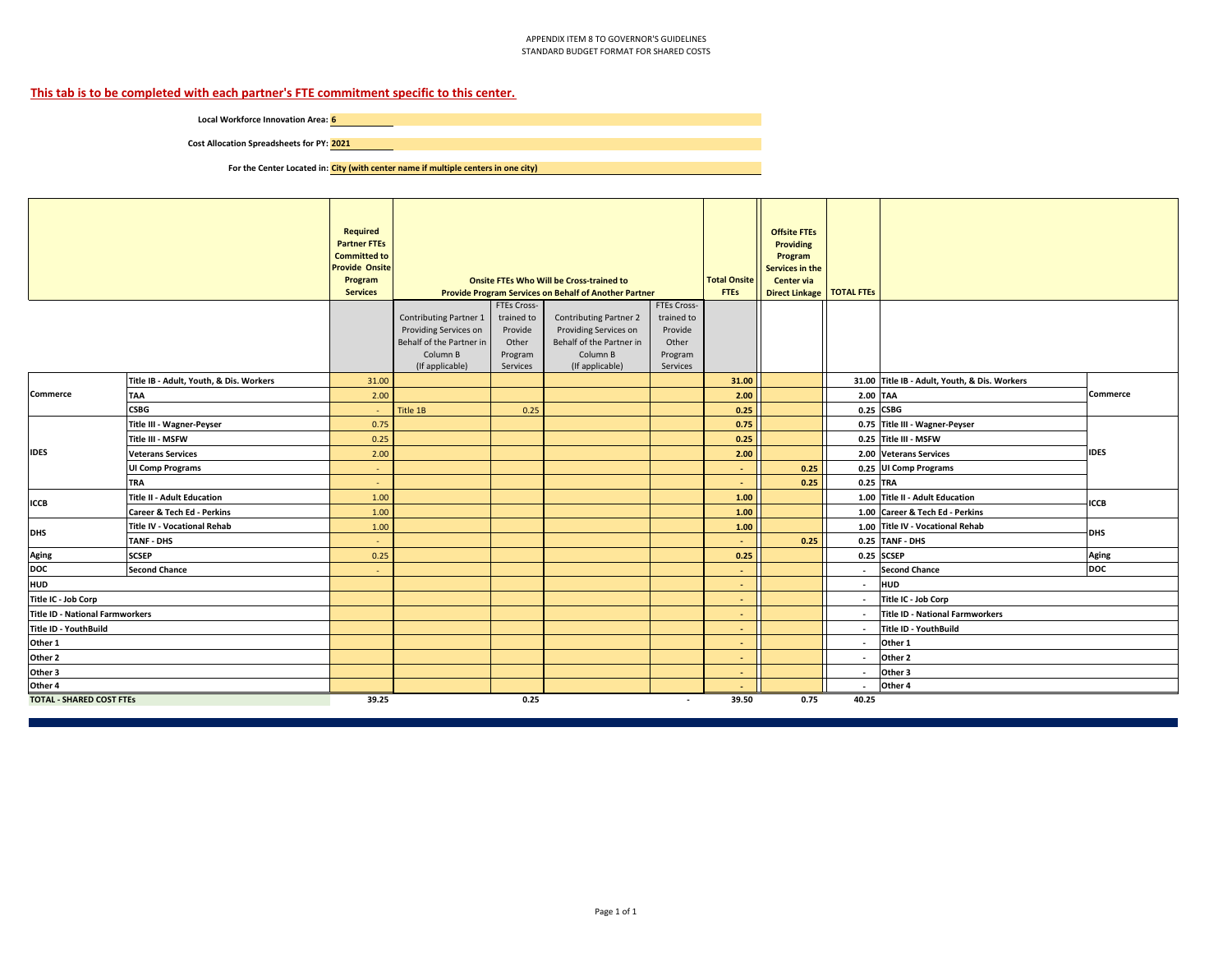APPENDIX ITEM 8 TO GOVERNOR'S GUIDELINES
STANDARD BUDGET FORMAT FOR SHARED COSTS

## This tab is to be completed with each partner's FTE commitment specific to this center.

**Local Workforce Innovation Area:** 6

**Cost Allocation Spreadsheets for PY:** 2021

**For the Center Located in:** City (with center name if multiple centers in one city)

| | | Required Partner FTEs Committed to Provide Onsite Program Services | Onsite FTEs Who Will be Cross-trained to Provide Program Services on Behalf of Another Partner | | | | Total Onsite FTEs | Offsite FTEs Providing Program Services in the Center via Direct Linkage | TOTAL FTEs | | |
|---|---|---|---|---|---|---|---|---|---|---|---|
| | | | Contributing Partner 1 Providing Services on Behalf of the Partner in Column B (If applicable) | FTEs Cross-trained to Provide Other Program Services | Contributing Partner 2 Providing Services on Behalf of the Partner in Column B (If applicable) | FTEs Cross-trained to Provide Other Program Services | | | | | |
| Commerce | Title IB - Adult, Youth, & Dis. Workers | 31.00 | | | | | 31.00 | | 31.00 | Title IB - Adult, Youth, & Dis. Workers | Commerce |
| | TAA | 2.00 | | | | | 2.00 | | 2.00 | TAA | |
| | CSBG | - | Title 1B | 0.25 | | | 0.25 | | 0.25 | CSBG | |
| IDES | Title III - Wagner-Peyser | 0.75 | | | | | 0.75 | | 0.75 | Title III - Wagner-Peyser | IDES |
| | Title III - MSFW | 0.25 | | | | | 0.25 | | 0.25 | Title III - MSFW | |
| | Veterans Services | 2.00 | | | | | 2.00 | | 2.00 | Veterans Services | |
| | UI Comp Programs | - | | | | | - | 0.25 | 0.25 | UI Comp Programs | |
| | TRA | - | | | | | - | 0.25 | 0.25 | TRA | |
| ICCB | Title II - Adult Education | 1.00 | | | | | 1.00 | | 1.00 | Title II - Adult Education | ICCB |
| | Career & Tech Ed - Perkins | 1.00 | | | | | 1.00 | | 1.00 | Career & Tech Ed - Perkins | |
| DHS | Title IV - Vocational Rehab | 1.00 | | | | | 1.00 | | 1.00 | Title IV - Vocational Rehab | DHS |
| | TANF - DHS | - | | | | | - | 0.25 | 0.25 | TANF - DHS | |
| Aging | SCSEP | 0.25 | | | | | 0.25 | | 0.25 | SCSEP | Aging |
| DOC | Second Chance | - | | | | | - | | - | Second Chance | DOC |
| HUD | | | | | | | - | | - | HUD | |
| Title IC - Job Corp | | | | | | | - | | - | Title IC - Job Corp | |
| Title ID - National Farmworkers | | | | | | | - | | - | Title ID - National Farmworkers | |
| Title ID - YouthBuild | | | | | | | - | | - | Title ID - YouthBuild | |
| Other 1 | | | | | | | - | | - | Other 1 | |
| Other 2 | | | | | | | - | | - | Other 2 | |
| Other 3 | | | | | | | - | | - | Other 3 | |
| Other 4 | | | | | | | - | | - | Other 4 | |
| TOTAL - SHARED COST FTEs | | 39.25 | | 0.25 | | - | 39.50 | 0.75 | 40.25 | | |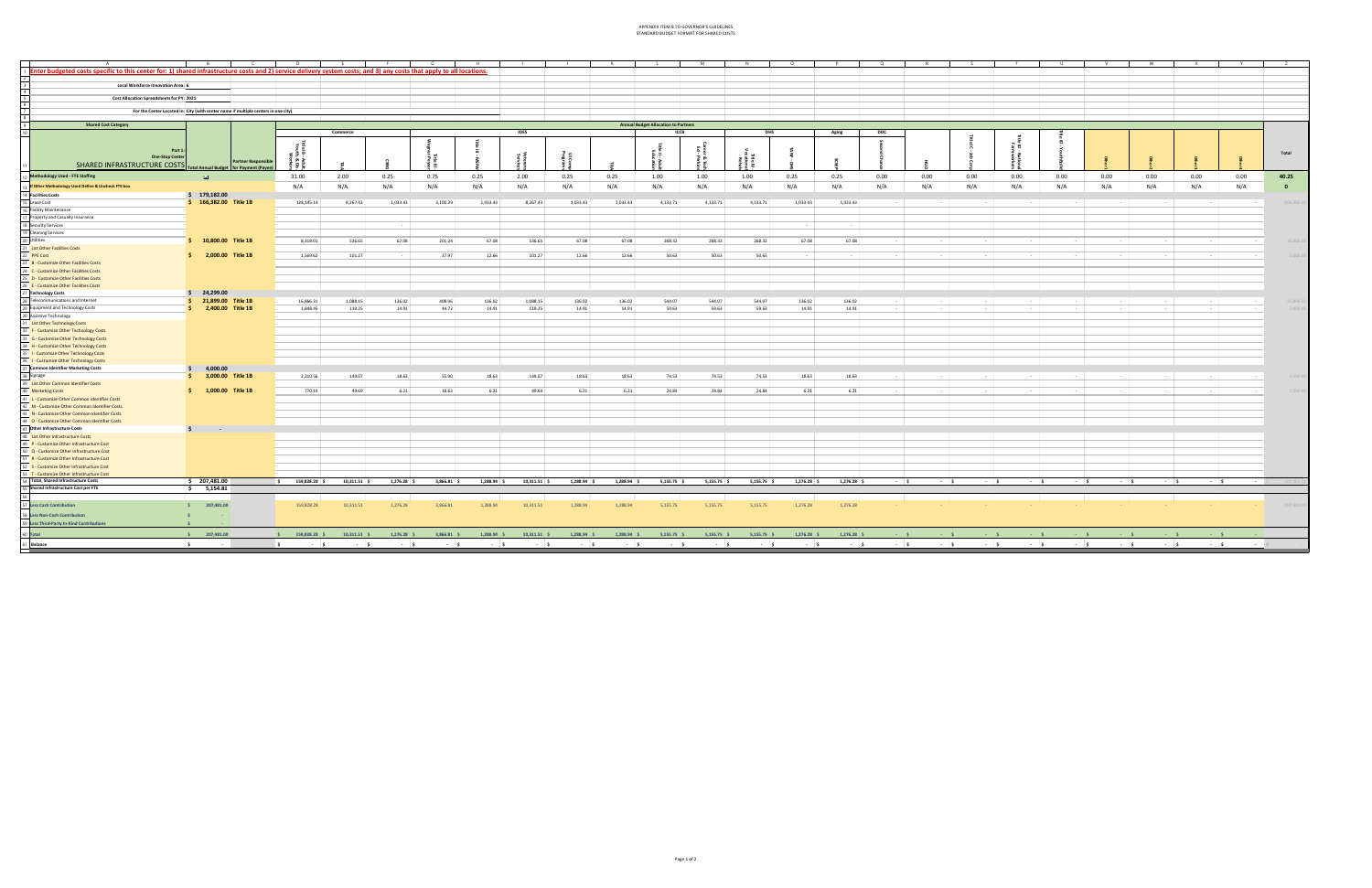# APPENDIX ITEM 8 TO GOVERNOR'S GUIDELINES
## STANDARD BUDGET FORMAT FOR SHARED COSTS

**Enter budgeted costs specific to this center for: 1) shared infrastructure costs and 2) service delivery system costs; and 3) any costs that apply to all locations.**

**Local Workforce Innovation Area: 6**

**Cost Allocation Spreadsheets for PY: 2021**

**For the Center Located in: City (with center name if multiple centers in one city)**

| Shared Cost Category | | | Annual Budget Allocation to Partners | | | | | | | | | | | | | | | | | | | | | | |
|---|---|---|---|---|---|---|---|---|---|---|---|---|---|---|---|---|---|---|---|---|---|---|---|---|---|
| | | | Commerce | | | IDES | | | | | ICCB | | DHS | | Aging | DOC | | | | | | | | | |
| Part 1: One-Stop Center SHARED INFRASTRUCTURE COSTS | Total Annual Budget | Partner Responsible for Payment (Payee) | Title IB - Adult, Youth & DW Workers | TAA | CSBG | Title III Wagner-Peyser | Title III - MSFW | Veterans Services | UI Comp Programs | TAA | Title II - Adult Education | Career & Tech Ed - Perkins | Title IV Vocational Rehab | TANF - DHS | SCSEP | Second Chance | HUD | Title I-C - Job Corp | Title ID - National Farmworker | Title ID - YouthBuild | Other | Other | Other | Other | Total |
| **Methodology Used - FTE Staffing** | | | 31.00 | 2.00 | 0.25 | 0.75 | 0.25 | 2.00 | 0.25 | 0.25 | 1.00 | 1.00 | 1.00 | 0.25 | 0.25 | 0.00 | 0.00 | 0.00 | 0.00 | 0.00 | 0.00 | 0.00 | 0.00 | 0.00 | **40.25** |
| **If Other Methodology Used Define & Uncheck FTE box** | | | N/A | N/A | N/A | N/A | N/A | N/A | N/A | N/A | N/A | N/A | N/A | N/A | N/A | N/A | N/A | N/A | N/A | N/A | N/A | N/A | N/A | N/A | **0** |
| **Facilities Costs** | $ 179,182.00 | | | | | | | | | | | | | | | | | | | | | | | | |
| Lease Cost | $ 166,382.00 | Title 1B | 128,145.14 | 8,267.43 | 1,033.43 | 3,100.29 | 1,033.43 | 8,267.43 | 1,033.43 | 1,033.43 | 4,133.71 | 4,133.71 | 4,133.71 | 1,033.43 | 1,033.43 | - | - | - | - | - | - | - | - | - | 166,382.00 |
| Facility Maintenance | | | | | | | | | | | | | | | | | | | | | | | | | |
| Property and Casualty Insurance | | | | | | | | | | | | | | | | | | | | | | | | | |
| Security Services | | | | | | | | | | | | | | | | | | | | | | | | | |
| Cleaning Services | | | | | | | | | | | | | | | | | | | | | | | | | |
| Utilities | $ 10,800.00 | Title 1B | 8,318.01 | 536.65 | 67.08 | 201.24 | 67.08 | 536.65 | 67.08 | 67.08 | 268.32 | 268.32 | 268.32 | 67.08 | 67.08 | - | - | - | - | - | - | - | - | - | 10,800.00 |
| List Other Facilities Costs | | | | | | | | | | | | | | | | | | | | | | | | | |
| PPE Cost | $ 2,000.00 | Title 1B | 1,569.62 | 101.27 | - | 37.97 | 12.66 | 101.27 | 12.66 | 12.66 | 50.63 | 50.63 | 50.63 | - | - | - | - | - | - | - | - | - | - | - | 2,000.00 |
| B - Customize Other Facilities Costs | | | | | | | | | | | | | | | | | | | | | | | | | |
| C - Customize Other Facilities Costs | | | | | | | | | | | | | | | | | | | | | | | | | |
| D - Customize Other Facilities Costs | | | | | | | | | | | | | | | | | | | | | | | | | |
| E - Customize Other Facilities Costs | | | | | | | | | | | | | | | | | | | | | | | | | |
| **Technology Costs** | $ 24,299.00 | | | | | | | | | | | | | | | | | | | | | | | | |
| Telecommunications and Internet | $ 21,899.00 | Title 1B | 16,866.31 | 1,088.15 | 136.02 | 408.06 | 136.02 | 1,088.15 | 136.02 | 136.02 | 544.07 | 544.07 | 544.07 | 136.02 | 136.02 | - | - | - | - | - | - | - | - | - | 21,899.00 |
| Equipment and Technology Costs | $ 2,400.00 | Title 1B | 1,848.45 | 119.25 | 14.91 | 44.72 | 14.91 | 119.25 | 14.91 | 14.91 | 59.63 | 59.63 | 59.63 | 14.91 | 14.91 | - | - | - | - | - | - | - | - | - | 2,400.00 |
| Assistive Technology | | | | | | | | | | | | | | | | | | | | | | | | | |
| List Other Technology Costs | | | | | | | | | | | | | | | | | | | | | | | | | |
| F - Customize Other Technology Costs | | | | | | | | | | | | | | | | | | | | | | | | | |
| G - Customize Other Technology Costs | | | | | | | | | | | | | | | | | | | | | | | | | |
| H - Customize Other Technology Costs | | | | | | | | | | | | | | | | | | | | | | | | | |
| I - Customize Other Technology Costs | | | | | | | | | | | | | | | | | | | | | | | | | |
| J - Customize Other Technology Costs | | | | | | | | | | | | | | | | | | | | | | | | | |
| **Common Identifier Marketing Costs** | $ 4,000.00 | | | | | | | | | | | | | | | | | | | | | | | | |
| Signage | $ 3,000.00 | Title 1B | 2,310.56 | 149.07 | 18.63 | 55.90 | 18.63 | 149.07 | 18.63 | 18.63 | 74.53 | 74.53 | 74.53 | 18.63 | 18.63 | - | - | - | - | - | - | - | - | - | 3,000.00 |
| List Other Common Identifier Costs | | | | | | | | | | | | | | | | | | | | | | | | | |
| Marketing Costs | $ 1,000.00 | Title 1B | 770.19 | 49.69 | 6.21 | 18.63 | 6.21 | 49.69 | 6.21 | 6.21 | 24.84 | 24.84 | 24.84 | 6.21 | 6.21 | - | - | - | - | - | - | - | - | - | 1,000.00 |
| L - Customize Other Common Identifier Costs | | | | | | | | | | | | | | | | | | | | | | | | | |
| M - Customize Other Common Identifier Costs | | | | | | | | | | | | | | | | | | | | | | | | | |
| N - Customize Other Common Identifier Costs | | | | | | | | | | | | | | | | | | | | | | | | | |
| O - Customize Other Common Identifier Costs | | | | | | | | | | | | | | | | | | | | | | | | | |
| **Other Infrastructure Costs** | $ - | | | | | | | | | | | | | | | | | | | | | | | | |
| List Other Infrastructure Costs | | | | | | | | | | | | | | | | | | | | | | | | | |
| P - Customize Other Infrastructure Cost | | | | | | | | | | | | | | | | | | | | | | | | | |
| Q - Customize Other Infrastructure Cost | | | | | | | | | | | | | | | | | | | | | | | | | |
| R - Customize Other Infrastructure Cost | | | | | | | | | | | | | | | | | | | | | | | | | |
| S - Customize Other Infrastructure Cost | | | | | | | | | | | | | | | | | | | | | | | | | |
| T - Customize Other Infrastructure Cost | | | | | | | | | | | | | | | | | | | | | | | | | |
| **Total, Shared Infrastructure Costs** | $ 207,481.00 | | $ 159,828.28 | $ 10,311.51 | $ 1,276.28 | $ 3,866.81 | $ 1,288.94 | $ 10,311.51 | $ 1,288.94 | $ 1,288.94 | $ 5,155.75 | $ 5,155.75 | $ 5,155.75 | $ 1,276.28 | $ 1,276.28 | $ - | $ - | $ - | $ - | $ - | $ - | $ - | $ - | $ - | 207,481.00 |
| **Shared Infrastructure Cost per FTE** | $ 5,154.81 | | | | | | | | | | | | | | | | | | | | | | | | |
| **Less Cash Contribution** | $ 207,481.00 | | 159,828.28 | 10,311.51 | 1,276.28 | 3,866.81 | 1,288.94 | 10,311.51 | 1,288.94 | 1,288.94 | 5,155.75 | 5,155.75 | 5,155.75 | 1,276.28 | 1,276.28 | - | - | - | - | - | - | - | - | - | 207,481.00 |
| **Less Non-Cash Contribution** | $ - | | | | | | | | | | | | | | | | | | | | | | | | |
| **Less Third-Party In-Kind Contributions** | $ - | | | | | | | | | | | | | | | | | | | | | | | | |
| **Total** | $ 207,481.00 | | $ 159,828.28 | $ 10,311.51 | $ 1,276.28 | $ 3,866.81 | $ 1,288.94 | $ 10,311.51 | $ 1,288.94 | $ 1,288.94 | $ 5,155.75 | $ 5,155.75 | $ 5,155.75 | $ 1,276.28 | $ 1,276.28 | $ - | $ - | $ - | $ - | $ - | $ - | $ - | $ - | $ - | |
| **Balance** | $ - | | $ - | $ - | $ - | $ - | $ - | $ - | $ - | $ - | $ - | $ - | $ - | $ - | $ - | $ - | $ - | $ - | $ - | $ - | $ - | $ - | $ - | $ - | - |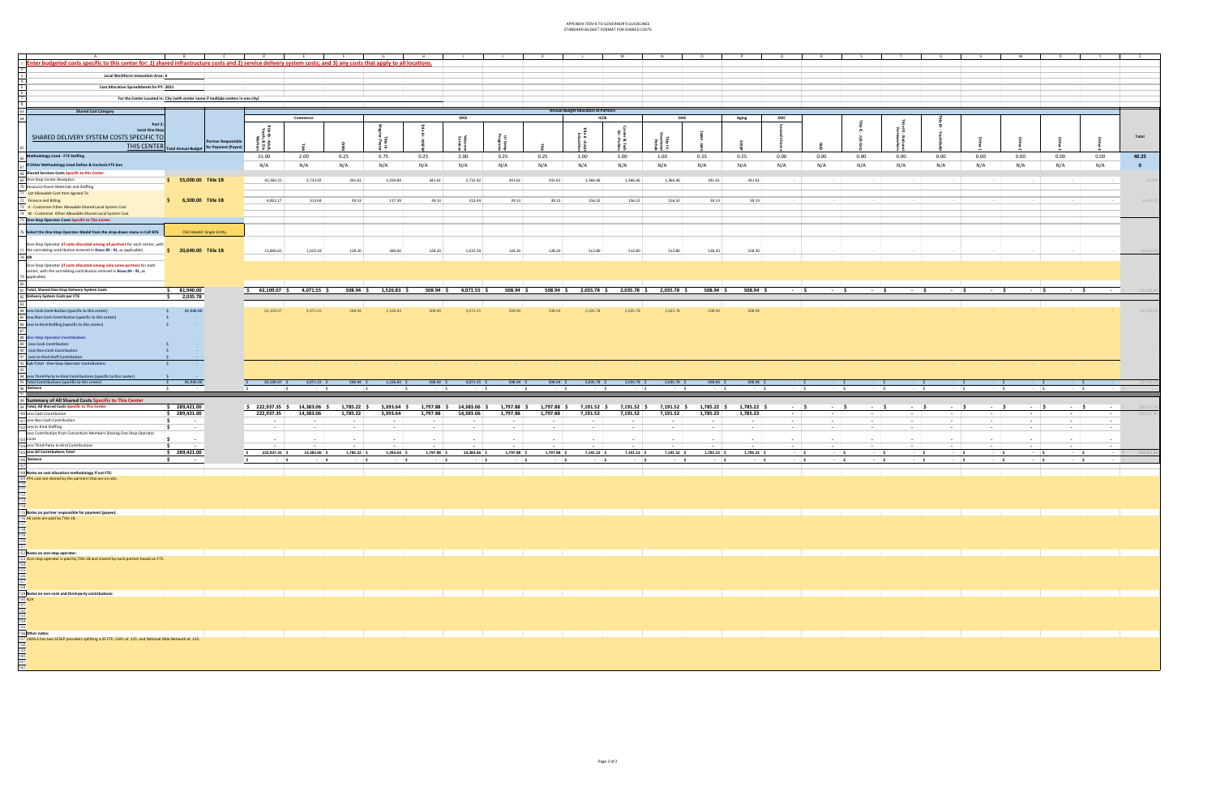APPENDIX ITEM 8 TO GOVERNOR'S GUIDELINES
STANDARD BUDGET FORMAT FOR SHARED COSTS

Enter budgeted costs specific to this center for: 1) shared infrastructure costs and 2) service delivery system costs; and 3) any costs that apply to all locations.

Local Workforce Innovation Area: 6

Cost Allocation Spreadsheets for PY: 2021

For the Center Located in: City (with center name if multiple centers in one city)

| Shared Cost Category | | | Annual Budget Allocation of Partners | | | | | | | | | | | | | | | | | | | | | | |
|---|---|---|---|---|---|---|---|---|---|---|---|---|---|---|---|---|---|---|---|---|---|---|---|---|---|
| | | | Commerce | | | IDES | | | | | ICCB | | DHS | | Aging | DOC | | | | | | | | | |
| **Part 2: Local One-Stop SHARED DELIVERY SYSTEM COSTS SPECIFIC TO THIS CENTER** | Total Annual Budget | Partner Responsible for Payment (Payee) | Title IB: Adult, Youth, & DW Workers | TAA | JVSG | Wagner-Peyser | Title III - RESEA | Veterans Services | UI Comp Programs | TAA | Title II - Adult Education | Career & Tech Ed - Perkins | Title IV Vocational Rehab | TANF - DHS | SCSEP | Second Chance | HUD | Title IC - Job Corps | Title ID - National Farmworker | Title ID - YouthBuild | Other 1 | Other 2 | Other 3 | Other 4 | Total |
| Methodology Used - FTE Staffing | | | 31.00 | 2.00 | 0.25 | 0.75 | 0.25 | 2.00 | 0.25 | 0.25 | 1.00 | 1.00 | 1.00 | 0.25 | 1.00 | 0.00 | 0.00 | 0.00 | 0.00 | 0.00 | 0.00 | 0.00 | 0.00 | 0.00 | 40.25 |
| If Other Methodology Used Define & Uncheck FTE box | | | N/A | N/A | N/A | N/A | N/A | N/A | N/A | N/A | N/A | N/A | N/A | N/A | N/A | N/A | N/A | N/A | N/A | N/A | N/A | N/A | N/A | N/A | 0 |
| **Shared Services Costs Specific to this Center** | | | | | | | | | | | | | | | | | | | | | | | | | |
| One-Stop Center Reception | $ 55,000.00 | Title 1B | 42,360.25 | 2,732.92 | 341.61 | 1,024.84 | 341.61 | 2,732.92 | 341.61 | 341.61 | 1,366.46 | 1,366.46 | 1,366.46 | 341.61 | 341.61 | - | - | - | - | - | - | - | - | - | 55,000 |
| Resource Room Materials and Staffing | | | | | | | | | | | | | | | | | | | | | | | | | |
| List Allowable Cost Item Agreed To | | | | | | | | | | | | | | | | | | | | | | | | | |
| Finance and Billing | $ 6,300.00 | Title 1B | 4,852.17 | 313.04 | 39.13 | 117.39 | 39.13 | 313.04 | 39.13 | 39.13 | 156.52 | 156.52 | 156.52 | 39.13 | 39.13 | - | - | - | - | - | - | - | - | - | 6,300.00 |
| V - Customize Other Allowable Shared Local System Cost | | | | | | | | | | | | | | | | | | | | | | | | | |
| W - Customize Other Allowable Shared Local System Cost | | | | | | | | | | | | | | | | | | | | | | | | | |
| **One-Stop Operator Costs Specific to This Center** | | | | | | | | | | | | | | | | | | | | | | | | | |
| Select the One-Stop Operator Model from the drop-down menu in Cell B76 | OSO Model: Single Entity | | | | | | | | | | | | | | | | | | | | | | | | |
| One-Stop Operator (if costs allocated among all partners for each center, with the correlating contribution entered in Rows 89 - 91, as applicable) | $ 20,640.00 | Title 1B | 15,896.65 | 1,025.59 | 128.20 | 384.60 | 128.20 | 1,025.59 | 128.20 | 128.20 | 512.80 | 512.80 | 512.80 | 128.20 | 128.20 | - | - | - | - | - | - | - | - | - | 20,640.00 |
| OR | | | | | | | | | | | | | | | | | | | | | | | | | |
| One-Stop Operator (if costs allocated among only some partners for each center, with the correlating contribution entered in Rows 89 - 91, as applicable) | | | | | | | | | | | | | | | | | | | | | | | | | |
| Total, Shared One-Stop Delivery System Costs | $ 81,940.00 | | $ 63,109.07 | $ 4,071.55 | $ 508.94 | $ 1,526.83 | $ 508.94 | $ 4,071.55 | $ 508.94 | $ 508.94 | $ 2,035.78 | $ 2,035.78 | $ 2,035.78 | $ 508.94 | $ 508.94 | $ - | $ - | $ - | $ - | $ - | $ - | $ - | $ - | $ - | 81,940.00 |
| Delivery System Costs per FTE | $ 2,035.78 | | | | | | | | | | | | | | | | | | | | | | | | |
| Less Cash Contribution (specific to this center) | $ 81,940.00 | | 63,109.07 | 4,071.55 | 508.94 | 1,526.83 | 508.94 | 4,071.55 | 508.94 | 508.94 | 2,035.78 | 2,035.78 | 2,035.78 | 508.94 | 508.94 | - | - | - | - | - | - | - | - | - | 81,940.00 |
| Less Non-Cash Contribution (specific to this center) | $ - | | | | | | | | | | | | | | | | | | | | | | | | - |
| Less In-Kind Staffing (specific to this center) | $ - | | | | | | | | | | | | | | | | | | | | | | | | - |
| *One-Stop Operator Contributions* | | | | | | | | | | | | | | | | | | | | | | | | | |
| Less Cash Contribution | $ - | | | | | | | | | | | | | | | | | | | | | | | | - |
| Less Non-Cash Contribution | $ - | | | | | | | | | | | | | | | | | | | | | | | | - |
| Less In-Kind Staff Contribution | $ - | | | | | | | | | | | | | | | | | | | | | | | | - |
| Sub-Total - One-Stop Operator Contributions | $ - | | - | - | - | - | - | - | - | - | - | - | - | - | - | - | - | - | - | - | - | - | - | - | - |
| Less Third-Party In-Kind Contributions (specific to this center) | $ - | | | | | | | | | | | | | | | | | | | | | | | | - |
| Total Contributions (specific to this center) | $ 81,940.00 | | $ 63,109.07 | $ 4,071.55 | $ 508.94 | $ 1,526.83 | $ 508.94 | $ 4,071.55 | $ 508.94 | $ 508.94 | $ 2,035.78 | $ 2,035.78 | $ 2,035.78 | $ 508.94 | $ 508.94 | $ - | $ - | $ - | $ - | $ - | $ - | $ - | $ - | $ - | 81,940.00 |
| Balance | $ - | | $ - | $ - | $ - | $ - | $ - | $ - | $ - | $ - | $ - | $ - | $ - | $ - | $ - | $ - | $ - | $ - | $ - | $ - | $ - | $ - | $ - | $ - | - |
| **Summary of All Shared Costs Specific to This Center** | | | | | | | | | | | | | | | | | | | | | | | | | |
| Total, All Shared Costs Specific to This Center | $ 289,421.00 | | $ 222,937.35 | $ 14,383.06 | $ 1,785.22 | $ 5,393.64 | $ 1,797.88 | $ 14,383.06 | $ 1,797.88 | $ 1,797.88 | $ 7,191.52 | $ 7,191.52 | $ 7,191.52 | $ 1,785.22 | $ 1,785.22 | $ - | $ - | $ - | $ - | $ - | $ - | $ - | $ - | $ - | 289,421.00 |
| Less Cash Contribution | $ 289,421.00 | | 222,937.35 | 14,383.06 | 1,785.22 | 5,393.64 | 1,797.88 | 14,383.06 | 1,797.88 | 1,797.88 | 7,191.52 | 7,191.52 | 7,191.52 | 1,785.22 | 1,785.22 | - | - | - | - | - | - | - | - | - | 289,421.00 |
| Less Non-Cash Contribution | $ - | | - | - | - | - | - | - | - | - | - | - | - | - | - | - | - | - | - | - | - | - | - | - | - |
| Less In-Kind Staffing | $ - | | - | - | - | - | - | - | - | - | - | - | - | - | - | - | - | - | - | - | - | - | - | - | - |
| Less Contribution from Consortium Members Sharing One-Stop Operator Costs | $ - | | - | - | - | - | - | - | - | - | - | - | - | - | - | - | - | - | - | - | - | - | - | - | - |
| Less Third-Party In-Kind Contributions | $ - | | - | - | - | - | - | - | - | - | - | - | - | - | - | - | - | - | - | - | - | - | - | - | - |
| Less All Contributions Total | $ 289,421.00 | | $ 222,937.35 | $ 14,383.06 | $ 1,785.22 | $ 5,393.64 | $ 1,797.88 | $ 14,383.06 | $ 1,797.88 | $ 1,797.88 | $ 7,191.52 | $ 7,191.52 | $ 7,191.52 | $ 1,785.22 | $ 1,785.22 | $ - | $ - | $ - | $ - | $ - | $ - | $ - | $ - | $ - | 289,421.00 |
| Balance | $ - | | $ - | $ - | $ - | $ - | $ - | $ - | $ - | $ - | $ - | $ - | $ - | $ - | $ - | $ - | $ - | $ - | $ - | $ - | $ - | $ - | $ - | $ - | - |

**Notes on cost allocation methodology if not FTE:**

FTE cost are shared by the partners that are on-site.

**Notes on partner responsible for payment (payee):**

All costs are paid by Title 1B.

**Notes on one-stop operator:**

One-stop operator is paid by Title 1B and shared by each partner based on FTE.

**Notes on non-cash and third-party contributions:**

N/A

**Other notes:**

LWIA 6 has two SCSEP providers splitting a .25 FTE. CAPs at .125 and National Able Network at .125.